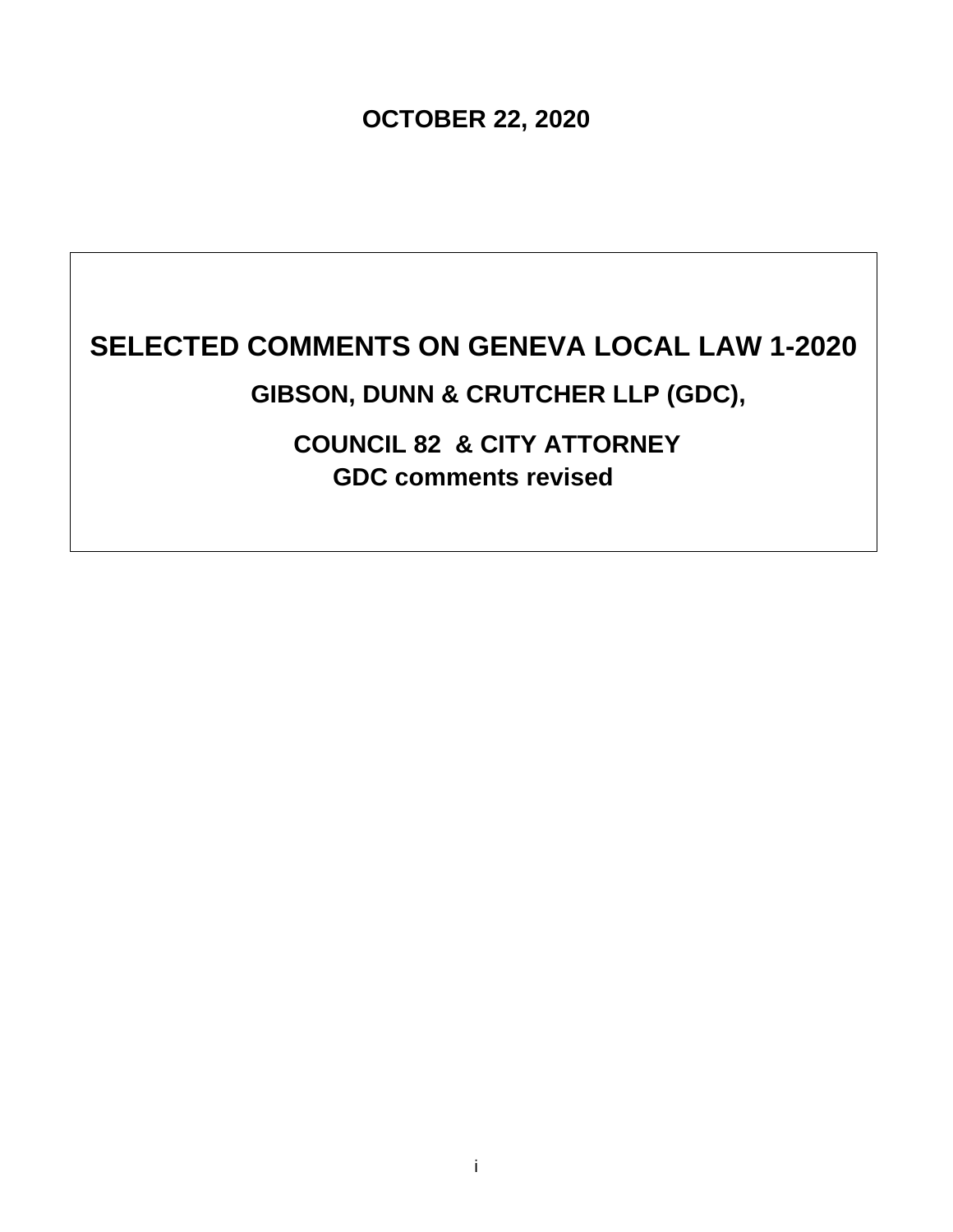**OCTOBER 22, 2020**

# SELECTED COMMENTS ON GENEVA LOCAL LAW 1-2020

## GIBSON, DUNN & CRUTCHER LLP (GDC),

## COUNCIL 82 & CITY ATTORNEY

**GDC comments revised**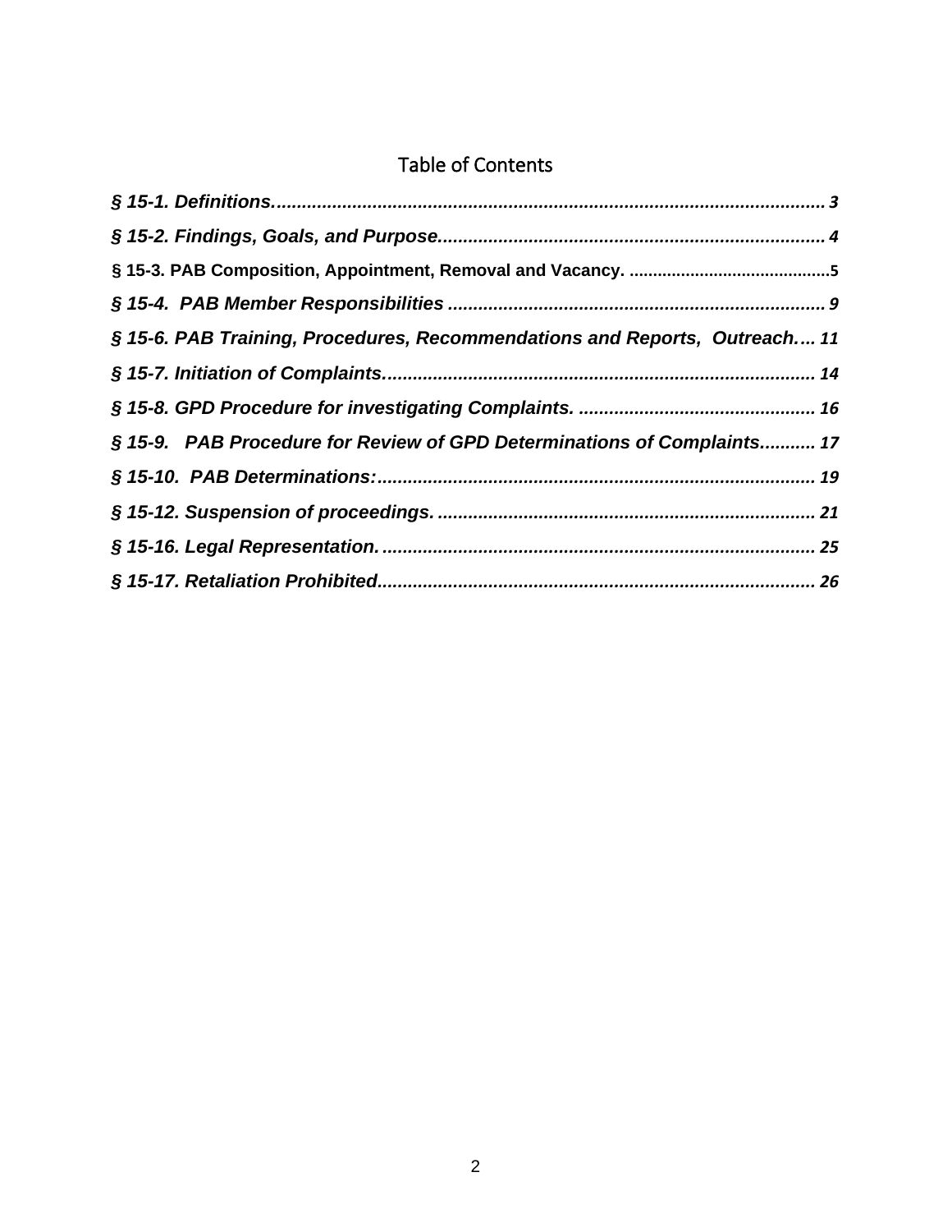# Table of Contents

*§ 15-1. Definitions.* ........ 3

*§ 15-2. Findings, Goals, and Purpose.* ........ 4

§ 15-3. PAB Composition, Appointment, Removal and Vacancy. ........ 5

*§ 15-4. PAB Member Responsibilities* ........ 9

*§ 15-6. PAB Training, Procedures, Recommendations and Reports, Outreach.* ... 11

*§ 15-7. Initiation of Complaints.* ........ 14

*§ 15-8. GPD Procedure for investigating Complaints.* ........ 16

*§ 15-9. PAB Procedure for Review of GPD Determinations of Complaints.* ........ 17

*§ 15-10. PAB Determinations:* ........ 19

*§ 15-12. Suspension of proceedings.* ........ 21

*§ 15-16. Legal Representation.* ........ 25

*§ 15-17. Retaliation Prohibited.* ........ 26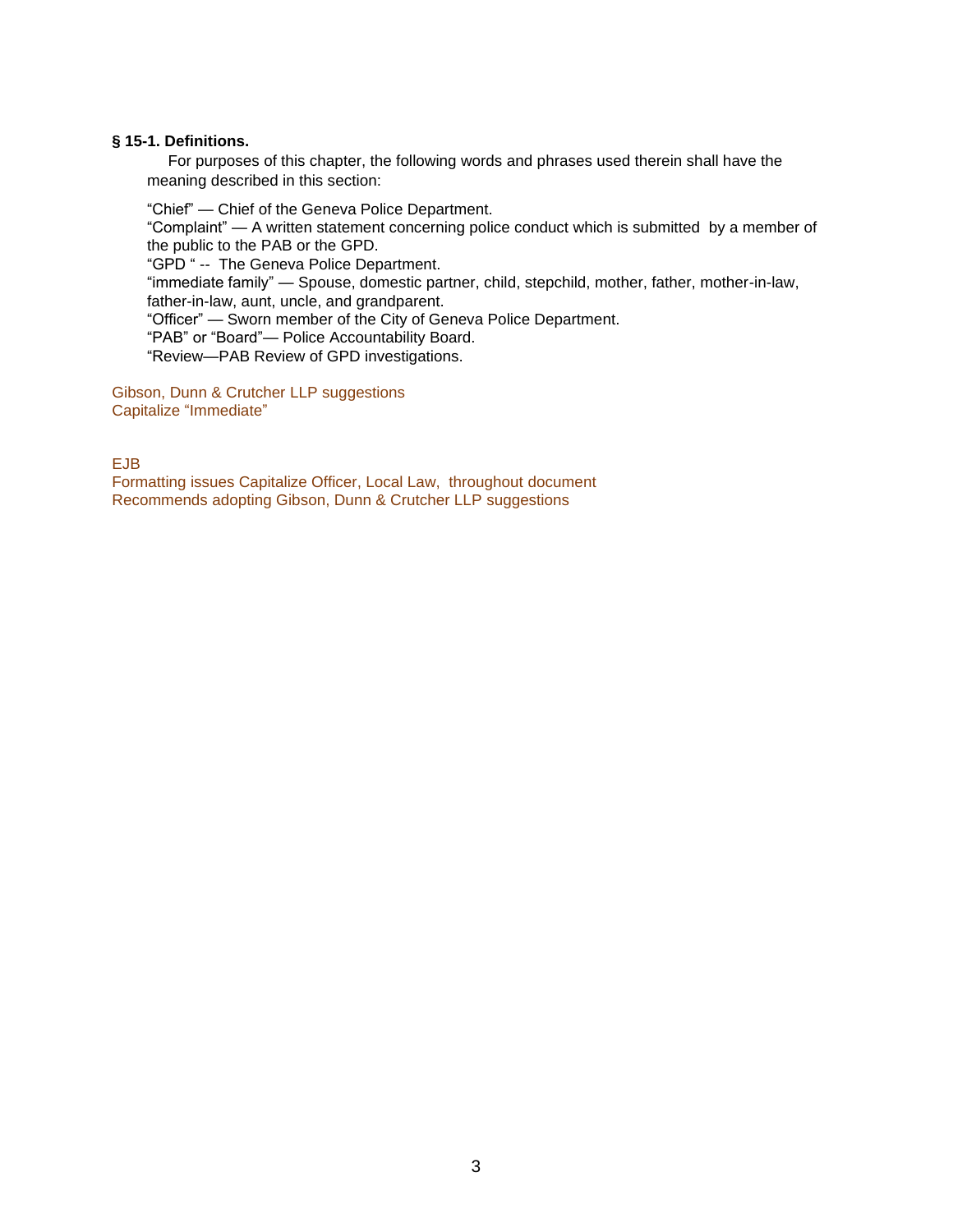**§ 15-1. Definitions.**

For purposes of this chapter, the following words and phrases used therein shall have the meaning described in this section:

"Chief" — Chief of the Geneva Police Department.
"Complaint" — A written statement concerning police conduct which is submitted by a member of the public to the PAB or the GPD.
"GPD " -- The Geneva Police Department.
"immediate family" — Spouse, domestic partner, child, stepchild, mother, father, mother-in-law, father-in-law, aunt, uncle, and grandparent.
"Officer" — Sworn member of the City of Geneva Police Department.
"PAB" or "Board"— Police Accountability Board.
"Review—PAB Review of GPD investigations.

Gibson, Dunn & Crutcher LLP suggestions
Capitalize "Immediate"

EJB
Formatting issues Capitalize Officer, Local Law, throughout document
Recommends adopting Gibson, Dunn & Crutcher LLP suggestions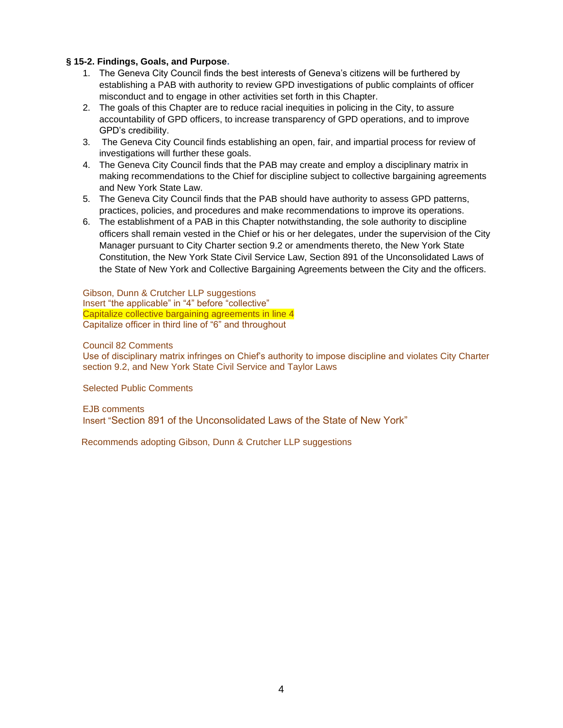**§ 15-2. Findings, Goals, and Purpose.**

1. The Geneva City Council finds the best interests of Geneva's citizens will be furthered by establishing a PAB with authority to review GPD investigations of public complaints of officer misconduct and to engage in other activities set forth in this Chapter.
2. The goals of this Chapter are to reduce racial inequities in policing in the City, to assure accountability of GPD officers, to increase transparency of GPD operations, and to improve GPD's credibility.
3. The Geneva City Council finds establishing an open, fair, and impartial process for review of investigations will further these goals.
4. The Geneva City Council finds that the PAB may create and employ a disciplinary matrix in making recommendations to the Chief for discipline subject to collective bargaining agreements and New York State Law.
5. The Geneva City Council finds that the PAB should have authority to assess GPD patterns, practices, policies, and procedures and make recommendations to improve its operations.
6. The establishment of a PAB in this Chapter notwithstanding, the sole authority to discipline officers shall remain vested in the Chief or his or her delegates, under the supervision of the City Manager pursuant to City Charter section 9.2 or amendments thereto, the New York State Constitution, the New York State Civil Service Law, Section 891 of the Unconsolidated Laws of the State of New York and Collective Bargaining Agreements between the City and the officers.

Gibson, Dunn & Crutcher LLP suggestions
Insert "the applicable" in "4" before "collective"
Capitalize collective bargaining agreements in line 4
Capitalize officer in third line of "6" and throughout

Council 82 Comments
Use of disciplinary matrix infringes on Chief's authority to impose discipline and violates City Charter section 9.2, and New York State Civil Service and Taylor Laws

Selected Public Comments

EJB comments
Insert "Section 891 of the Unconsolidated Laws of the State of New York"

Recommends adopting Gibson, Dunn & Crutcher LLP suggestions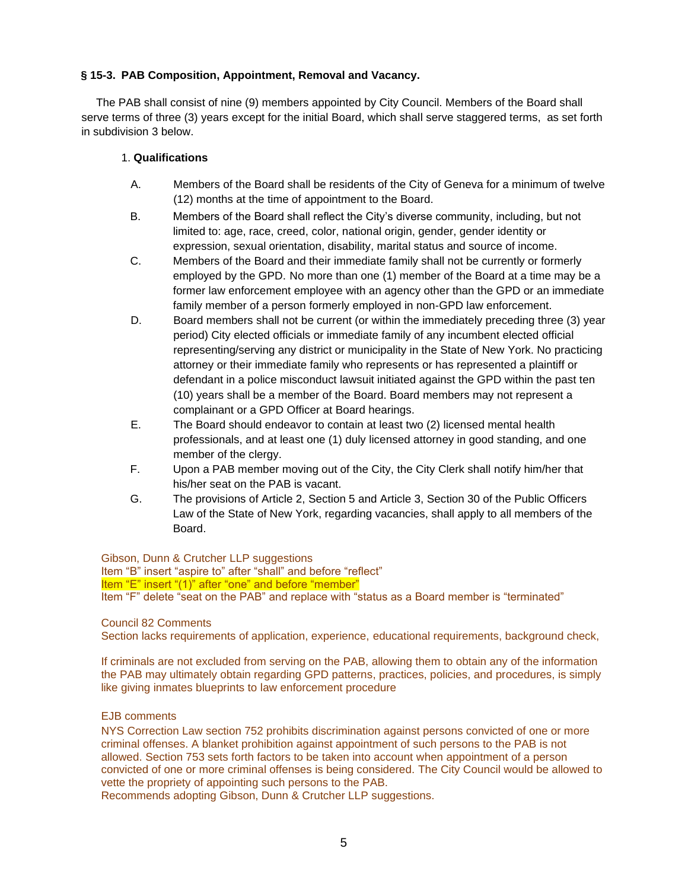**§ 15-3. PAB Composition, Appointment, Removal and Vacancy.**

The PAB shall consist of nine (9) members appointed by City Council. Members of the Board shall serve terms of three (3) years except for the initial Board, which shall serve staggered terms, as set forth in subdivision 3 below.

1. **Qualifications**

   A. Members of the Board shall be residents of the City of Geneva for a minimum of twelve (12) months at the time of appointment to the Board.

   B. Members of the Board shall reflect the City's diverse community, including, but not limited to: age, race, creed, color, national origin, gender, gender identity or expression, sexual orientation, disability, marital status and source of income.

   C. Members of the Board and their immediate family shall not be currently or formerly employed by the GPD. No more than one (1) member of the Board at a time may be a former law enforcement employee with an agency other than the GPD or an immediate family member of a person formerly employed in non-GPD law enforcement.

   D. Board members shall not be current (or within the immediately preceding three (3) year period) City elected officials or immediate family of any incumbent elected official representing/serving any district or municipality in the State of New York. No practicing attorney or their immediate family who represents or has represented a plaintiff or defendant in a police misconduct lawsuit initiated against the GPD within the past ten (10) years shall be a member of the Board. Board members may not represent a complainant or a GPD Officer at Board hearings.

   E. The Board should endeavor to contain at least two (2) licensed mental health professionals, and at least one (1) duly licensed attorney in good standing, and one member of the clergy.

   F. Upon a PAB member moving out of the City, the City Clerk shall notify him/her that his/her seat on the PAB is vacant.

   G. The provisions of Article 2, Section 5 and Article 3, Section 30 of the Public Officers Law of the State of New York, regarding vacancies, shall apply to all members of the Board.

Gibson, Dunn & Crutcher LLP suggestions
Item "B" insert "aspire to" after "shall" and before "reflect"
Item "E" insert "(1)" after "one" and before "member"
Item "F" delete "seat on the PAB" and replace with "status as a Board member is "terminated"

Council 82 Comments
Section lacks requirements of application, experience, educational requirements, background check,

If criminals are not excluded from serving on the PAB, allowing them to obtain any of the information the PAB may ultimately obtain regarding GPD patterns, practices, policies, and procedures, is simply like giving inmates blueprints to law enforcement procedure

EJB comments
NYS Correction Law section 752 prohibits discrimination against persons convicted of one or more criminal offenses. A blanket prohibition against appointment of such persons to the PAB is not allowed. Section 753 sets forth factors to be taken into account when appointment of a person convicted of one or more criminal offenses is being considered. The City Council would be allowed to vette the propriety of appointing such persons to the PAB.
Recommends adopting Gibson, Dunn & Crutcher LLP suggestions.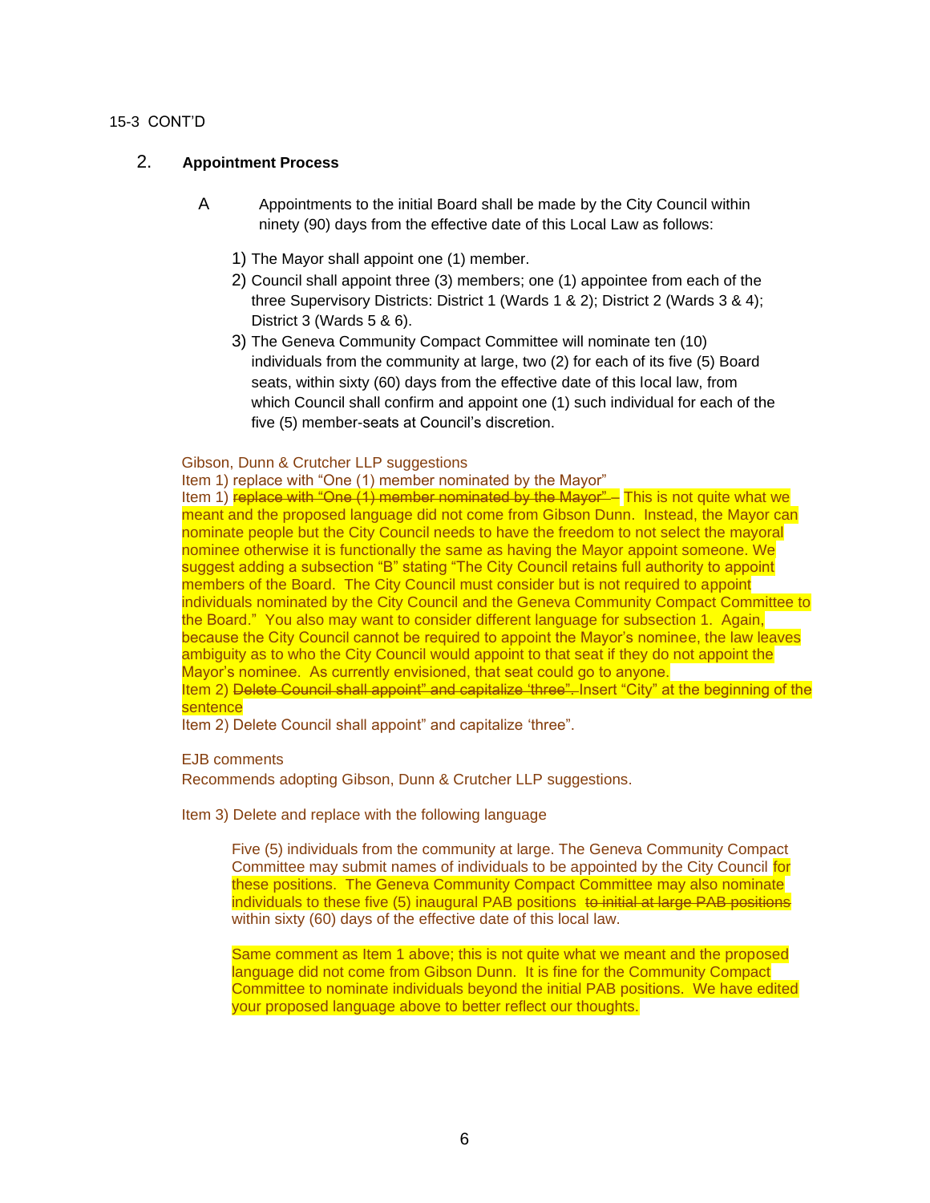15-3 CONT'D

2. **Appointment Process**

A Appointments to the initial Board shall be made by the City Council within ninety (90) days from the effective date of this Local Law as follows:

1) The Mayor shall appoint one (1) member.
2) Council shall appoint three (3) members; one (1) appointee from each of the three Supervisory Districts: District 1 (Wards 1 & 2); District 2 (Wards 3 & 4); District 3 (Wards 5 & 6).
3) The Geneva Community Compact Committee will nominate ten (10) individuals from the community at large, two (2) for each of its five (5) Board seats, within sixty (60) days from the effective date of this local law, from which Council shall confirm and appoint one (1) such individual for each of the five (5) member-seats at Council's discretion.

Gibson, Dunn & Crutcher LLP suggestions

Item 1) replace with "One (1) member nominated by the Mayor"

Item 1) ~~replace with "One (1) member nominated by the Mayor" –~~ This is not quite what we meant and the proposed language did not come from Gibson Dunn. Instead, the Mayor can nominate people but the City Council needs to have the freedom to not select the mayoral nominee otherwise it is functionally the same as having the Mayor appoint someone. We suggest adding a subsection "B" stating "The City Council retains full authority to appoint members of the Board. The City Council must consider but is not required to appoint individuals nominated by the City Council and the Geneva Community Compact Committee to the Board." You also may want to consider different language for subsection 1. Again, because the City Council cannot be required to appoint the Mayor's nominee, the law leaves ambiguity as to who the City Council would appoint to that seat if they do not appoint the Mayor's nominee. As currently envisioned, that seat could go to anyone.

Item 2) ~~Delete Council shall appoint" and capitalize 'three".~~ Insert "City" at the beginning of the sentence

Item 2) Delete Council shall appoint" and capitalize 'three".

EJB comments

Recommends adopting Gibson, Dunn & Crutcher LLP suggestions.

Item 3) Delete and replace with the following language

> Five (5) individuals from the community at large. The Geneva Community Compact Committee may submit names of individuals to be appointed by the City Council for these positions. The Geneva Community Compact Committee may also nominate individuals to these five (5) inaugural PAB positions ~~to initial at large PAB positions~~ within sixty (60) days of the effective date of this local law.
>
> Same comment as Item 1 above; this is not quite what we meant and the proposed language did not come from Gibson Dunn. It is fine for the Community Compact Committee to nominate individuals beyond the initial PAB positions. We have edited your proposed language above to better reflect our thoughts.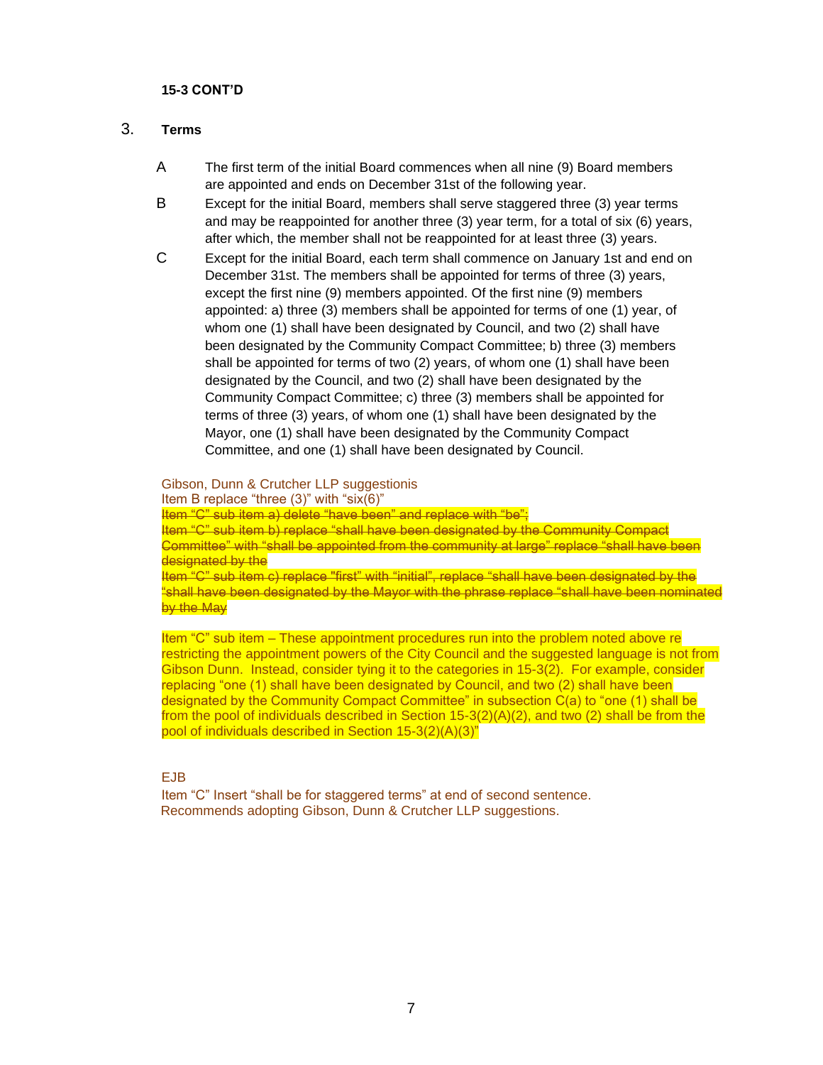**15-3 CONT'D**

3. **Terms**

A The first term of the initial Board commences when all nine (9) Board members are appointed and ends on December 31st of the following year.

B Except for the initial Board, members shall serve staggered three (3) year terms and may be reappointed for another three (3) year term, for a total of six (6) years, after which, the member shall not be reappointed for at least three (3) years.

C Except for the initial Board, each term shall commence on January 1st and end on December 31st. The members shall be appointed for terms of three (3) years, except the first nine (9) members appointed. Of the first nine (9) members appointed: a) three (3) members shall be appointed for terms of one (1) year, of whom one (1) shall have been designated by Council, and two (2) shall have been designated by the Community Compact Committee; b) three (3) members shall be appointed for terms of two (2) years, of whom one (1) shall have been designated by the Council, and two (2) shall have been designated by the Community Compact Committee; c) three (3) members shall be appointed for terms of three (3) years, of whom one (1) shall have been designated by the Mayor, one (1) shall have been designated by the Community Compact Committee, and one (1) shall have been designated by Council.

Gibson, Dunn & Crutcher LLP suggestionis
Item B replace "three (3)" with "six(6)"
~~Item "C" sub item a) delete "have been" and replace with "be";~~
~~Item "C" sub item b) replace "shall have been designated by the Community Compact Committee" with "shall be appointed from the community at large" replace "shall have been designated by the~~
~~Item "C" sub item c) replace "first" with "initial", replace "shall have been designated by the "shall have been designated by the Mayor with the phrase replace "shall have been nominated by the May~~

Item "C" sub item – These appointment procedures run into the problem noted above re restricting the appointment powers of the City Council and the suggested language is not from Gibson Dunn. Instead, consider tying it to the categories in 15-3(2). For example, consider replacing "one (1) shall have been designated by Council, and two (2) shall have been designated by the Community Compact Committee" in subsection C(a) to "one (1) shall be from the pool of individuals described in Section 15-3(2)(A)(2), and two (2) shall be from the pool of individuals described in Section 15-3(2)(A)(3)"

EJB
Item "C" Insert "shall be for staggered terms" at end of second sentence.
Recommends adopting Gibson, Dunn & Crutcher LLP suggestions.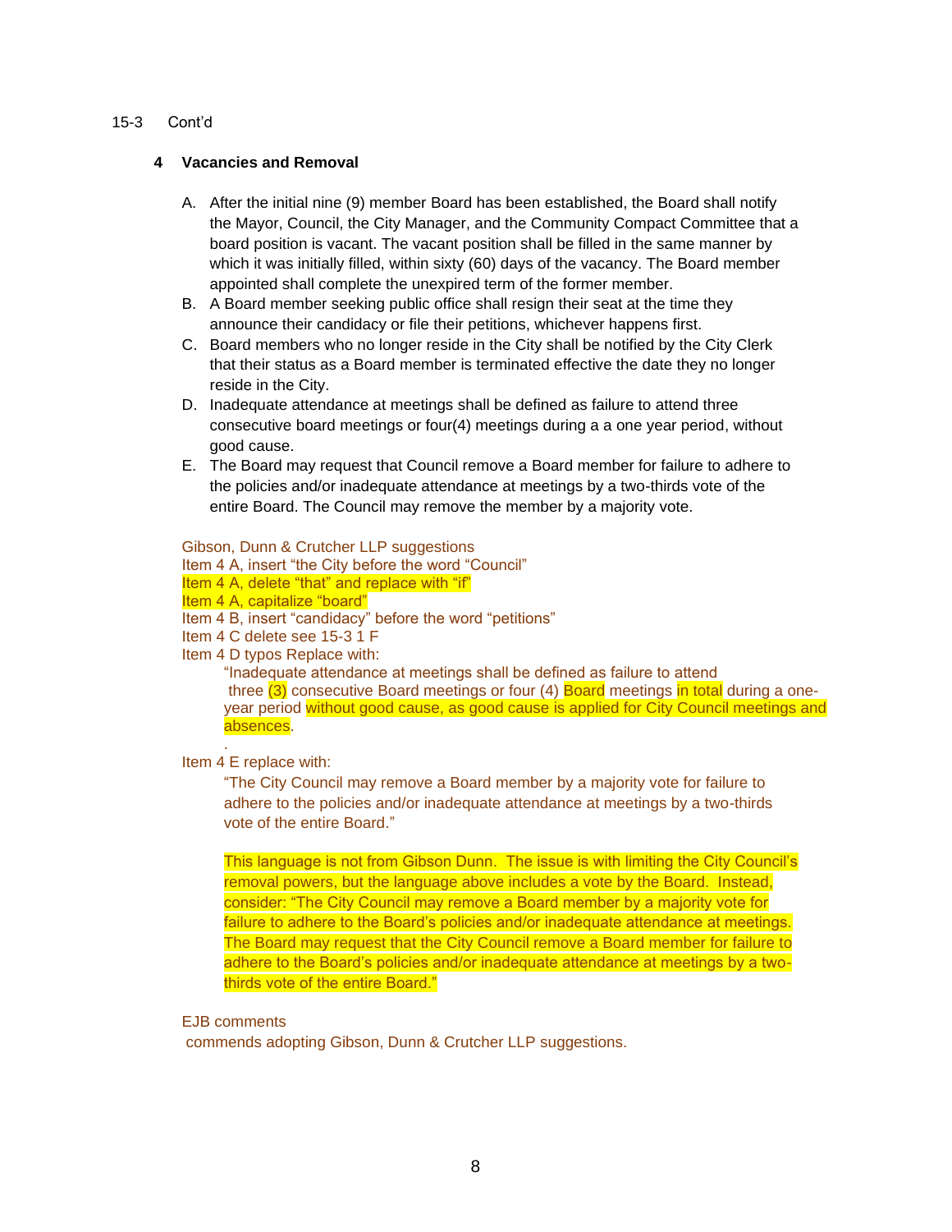15-3 Cont'd

### 4 Vacancies and Removal

A. After the initial nine (9) member Board has been established, the Board shall notify the Mayor, Council, the City Manager, and the Community Compact Committee that a board position is vacant. The vacant position shall be filled in the same manner by which it was initially filled, within sixty (60) days of the vacancy. The Board member appointed shall complete the unexpired term of the former member.
B. A Board member seeking public office shall resign their seat at the time they announce their candidacy or file their petitions, whichever happens first.
C. Board members who no longer reside in the City shall be notified by the City Clerk that their status as a Board member is terminated effective the date they no longer reside in the City.
D. Inadequate attendance at meetings shall be defined as failure to attend three consecutive board meetings or four(4) meetings during a a one year period, without good cause.
E. The Board may request that Council remove a Board member for failure to adhere to the policies and/or inadequate attendance at meetings by a two-thirds vote of the entire Board. The Council may remove the member by a majority vote.

Gibson, Dunn & Crutcher LLP suggestions
Item 4 A, insert "the City before the word "Council"
Item 4 A, delete "that" and replace with "if"
Item 4 A, capitalize "board"
Item 4 B, insert "candidacy" before the word "petitions"
Item 4 C delete see 15-3 1 F
Item 4 D typos Replace with:

> "Inadequate attendance at meetings shall be defined as failure to attend three (3) consecutive Board meetings or four (4) Board meetings in total during a one-year period without good cause, as good cause is applied for City Council meetings and absences.
>
> .

Item 4 E replace with:

> "The City Council may remove a Board member by a majority vote for failure to adhere to the policies and/or inadequate attendance at meetings by a two-thirds vote of the entire Board."
>
> This language is not from Gibson Dunn. The issue is with limiting the City Council's removal powers, but the language above includes a vote by the Board. Instead, consider: "The City Council may remove a Board member by a majority vote for failure to adhere to the Board's policies and/or inadequate attendance at meetings. The Board may request that the City Council remove a Board member for failure to adhere to the Board's policies and/or inadequate attendance at meetings by a two-thirds vote of the entire Board."

EJB comments
commends adopting Gibson, Dunn & Crutcher LLP suggestions.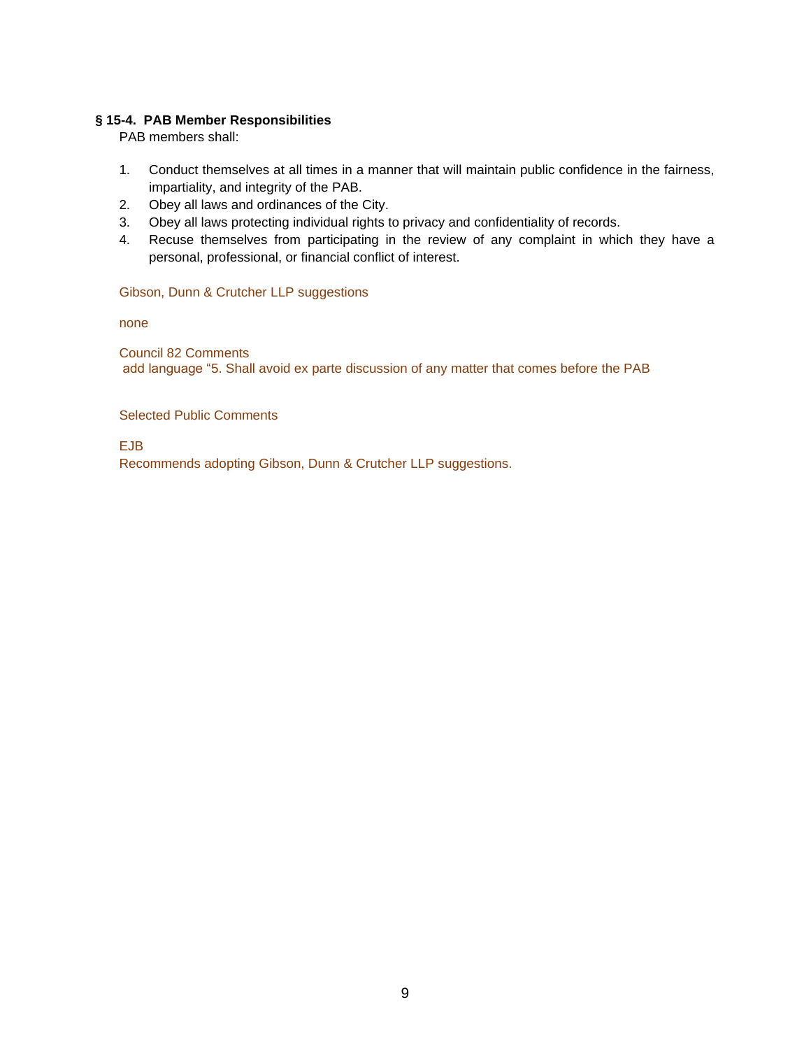**§ 15-4. PAB Member Responsibilities**

PAB members shall:

1. Conduct themselves at all times in a manner that will maintain public confidence in the fairness, impartiality, and integrity of the PAB.
2. Obey all laws and ordinances of the City.
3. Obey all laws protecting individual rights to privacy and confidentiality of records.
4. Recuse themselves from participating in the review of any complaint in which they have a personal, professional, or financial conflict of interest.

Gibson, Dunn & Crutcher LLP suggestions

none

Council 82 Comments

add language "5. Shall avoid ex parte discussion of any matter that comes before the PAB

Selected Public Comments

EJB

Recommends adopting Gibson, Dunn & Crutcher LLP suggestions.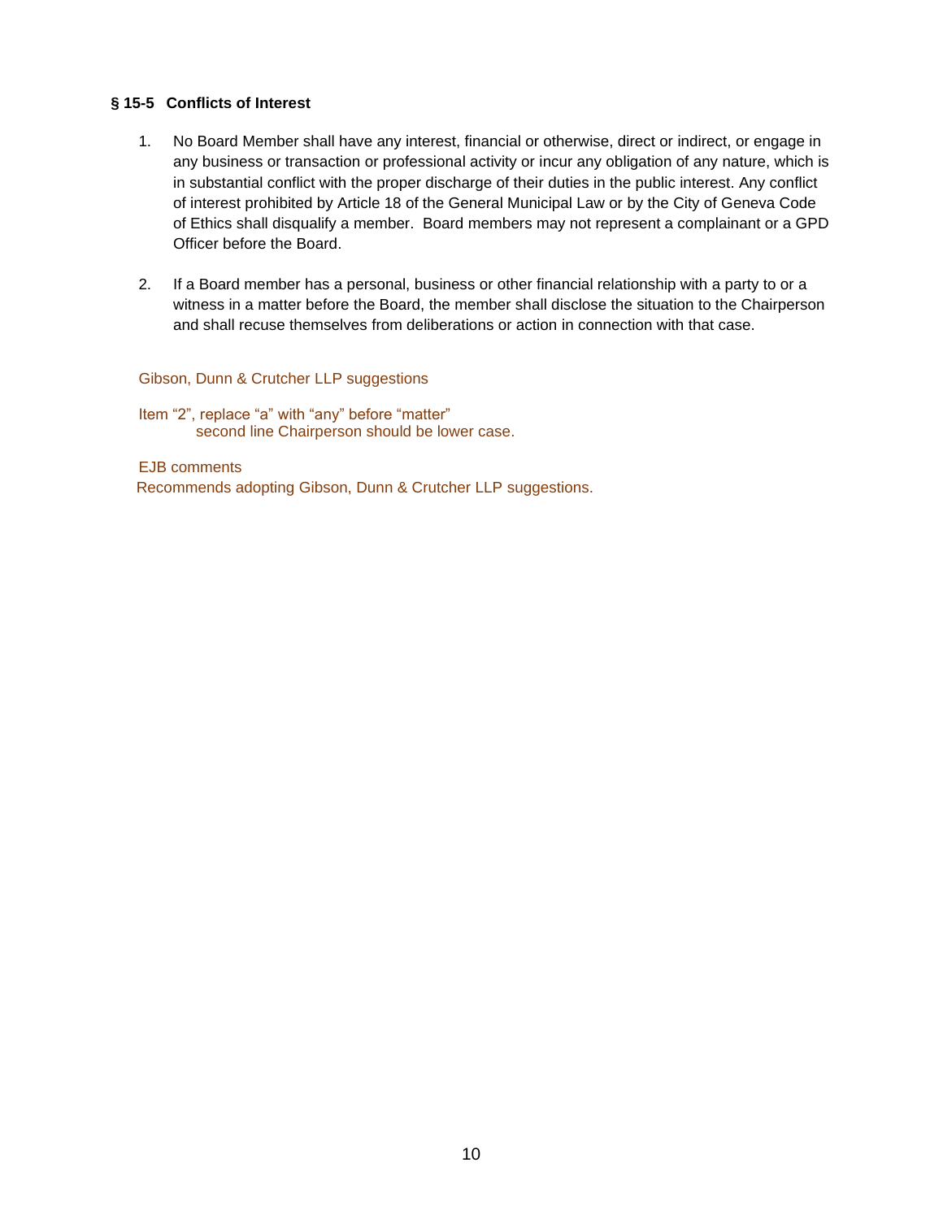**§ 15-5 Conflicts of Interest**

1. No Board Member shall have any interest, financial or otherwise, direct or indirect, or engage in any business or transaction or professional activity or incur any obligation of any nature, which is in substantial conflict with the proper discharge of their duties in the public interest. Any conflict of interest prohibited by Article 18 of the General Municipal Law or by the City of Geneva Code of Ethics shall disqualify a member. Board members may not represent a complainant or a GPD Officer before the Board.

2. If a Board member has a personal, business or other financial relationship with a party to or a witness in a matter before the Board, the member shall disclose the situation to the Chairperson and shall recuse themselves from deliberations or action in connection with that case.

Gibson, Dunn & Crutcher LLP suggestions

Item "2", replace "a" with "any" before "matter"
second line Chairperson should be lower case.

EJB comments
Recommends adopting Gibson, Dunn & Crutcher LLP suggestions.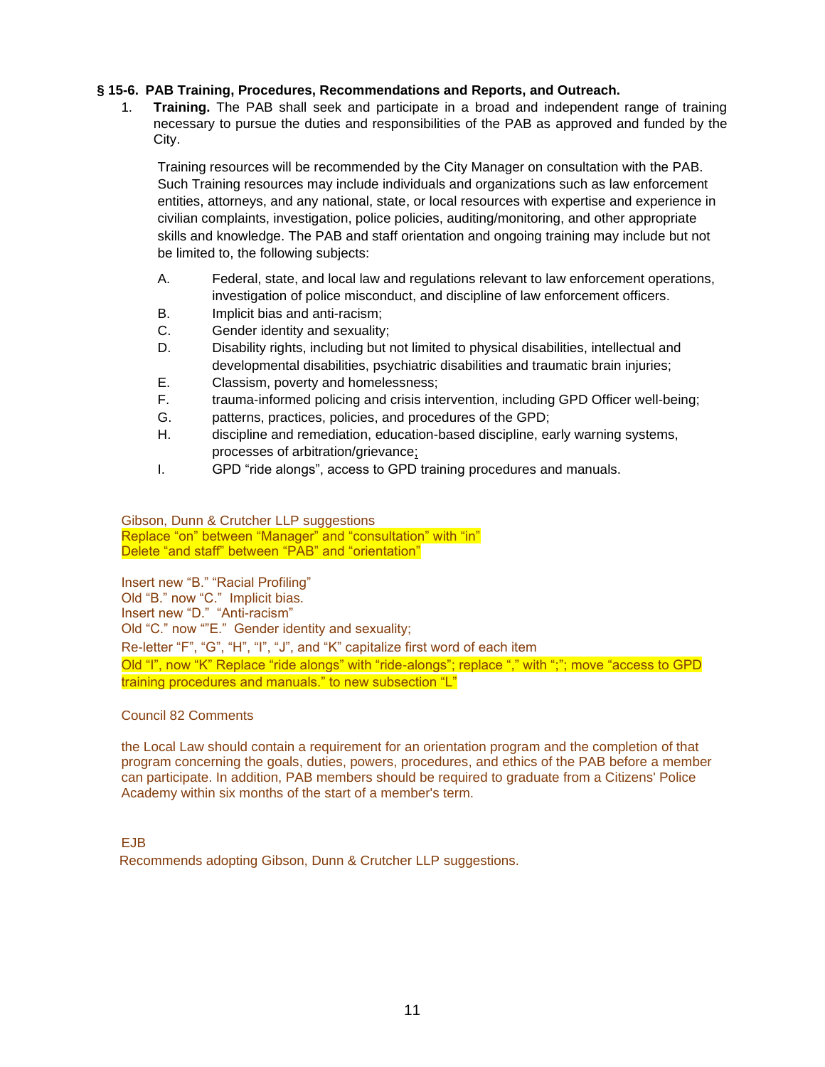**§ 15-6. PAB Training, Procedures, Recommendations and Reports, and Outreach.**

1. **Training.** The PAB shall seek and participate in a broad and independent range of training necessary to pursue the duties and responsibilities of the PAB as approved and funded by the City.

   Training resources will be recommended by the City Manager on consultation with the PAB. Such Training resources may include individuals and organizations such as law enforcement entities, attorneys, and any national, state, or local resources with expertise and experience in civilian complaints, investigation, police policies, auditing/monitoring, and other appropriate skills and knowledge. The PAB and staff orientation and ongoing training may include but not be limited to, the following subjects:

   A. Federal, state, and local law and regulations relevant to law enforcement operations, investigation of police misconduct, and discipline of law enforcement officers.
   B. Implicit bias and anti-racism;
   C. Gender identity and sexuality;
   D. Disability rights, including but not limited to physical disabilities, intellectual and developmental disabilities, psychiatric disabilities and traumatic brain injuries;
   E. Classism, poverty and homelessness;
   F. trauma-informed policing and crisis intervention, including GPD Officer well-being;
   G. patterns, practices, policies, and procedures of the GPD;
   H. discipline and remediation, education-based discipline, early warning systems, processes of arbitration/grievance;
   I. GPD "ride alongs", access to GPD training procedures and manuals.

Gibson, Dunn & Crutcher LLP suggestions
Replace "on" between "Manager" and "consultation" with "in"
Delete "and staff" between "PAB" and "orientation"

Insert new "B." "Racial Profiling"
Old "B." now "C." Implicit bias.
Insert new "D." "Anti-racism"
Old "C." now ""E." Gender identity and sexuality;
Re-letter "F", "G", "H", "I", "J", and "K" capitalize first word of each item
Old "I", now "K" Replace "ride alongs" with "ride-alongs"; replace "," with ";"; move "access to GPD training procedures and manuals." to new subsection "L"

Council 82 Comments

the Local Law should contain a requirement for an orientation program and the completion of that program concerning the goals, duties, powers, procedures, and ethics of the PAB before a member can participate. In addition, PAB members should be required to graduate from a Citizens' Police Academy within six months of the start of a member's term.

EJB
Recommends adopting Gibson, Dunn & Crutcher LLP suggestions.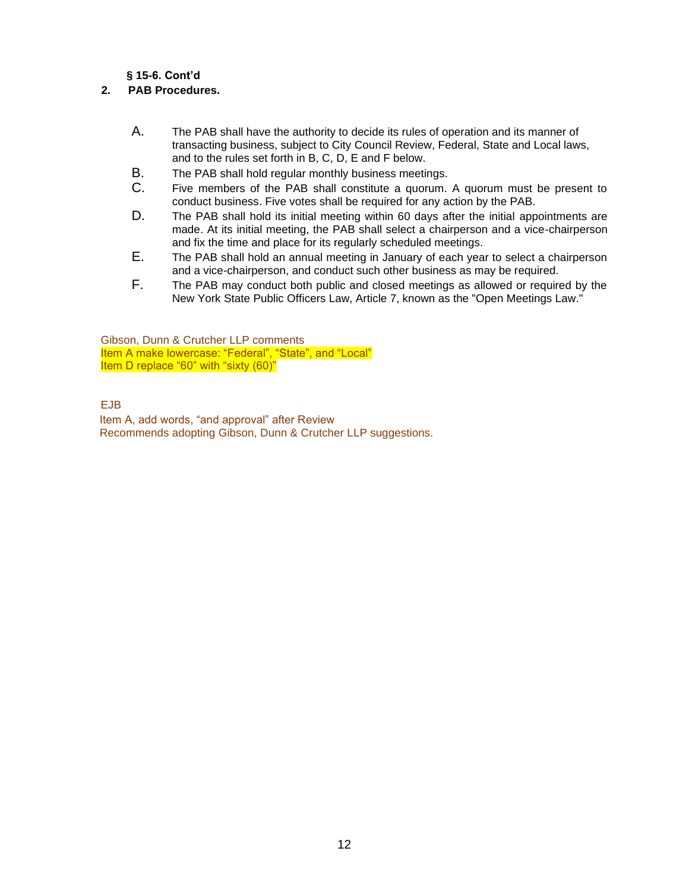**§ 15-6. Cont'd**

**2. PAB Procedures.**

A. The PAB shall have the authority to decide its rules of operation and its manner of transacting business, subject to City Council Review, Federal, State and Local laws, and to the rules set forth in B, C, D, E and F below.

B. The PAB shall hold regular monthly business meetings.

C. Five members of the PAB shall constitute a quorum. A quorum must be present to conduct business. Five votes shall be required for any action by the PAB.

D. The PAB shall hold its initial meeting within 60 days after the initial appointments are made. At its initial meeting, the PAB shall select a chairperson and a vice-chairperson and fix the time and place for its regularly scheduled meetings.

E. The PAB shall hold an annual meeting in January of each year to select a chairperson and a vice-chairperson, and conduct such other business as may be required.

F. The PAB may conduct both public and closed meetings as allowed or required by the New York State Public Officers Law, Article 7, known as the "Open Meetings Law."

Gibson, Dunn & Crutcher LLP comments

Item A make lowercase: "Federal", "State", and "Local"

Item D replace "60" with "sixty (60)"

EJB

Item A, add words, "and approval" after Review

Recommends adopting Gibson, Dunn & Crutcher LLP suggestions.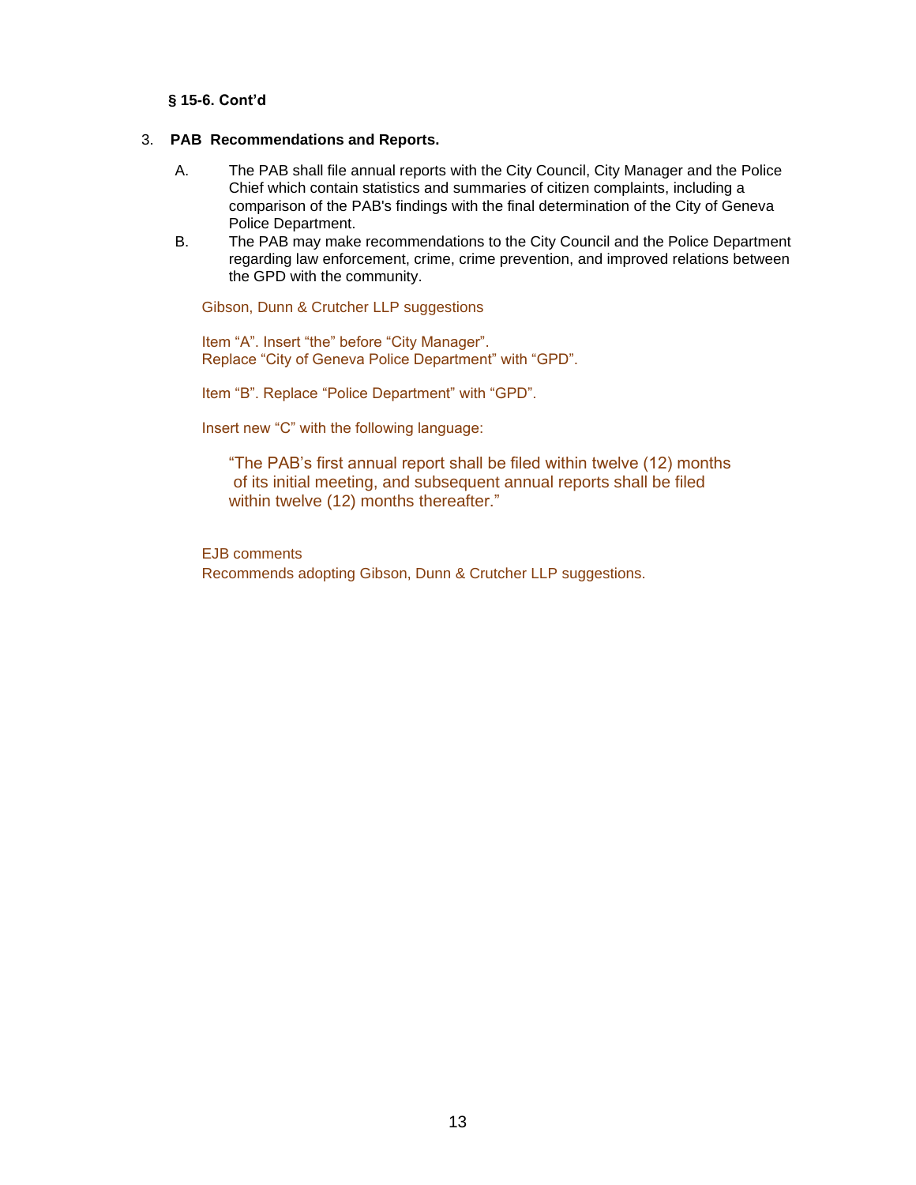**§ 15-6. Cont'd**

3. **PAB Recommendations and Reports.**

   A. The PAB shall file annual reports with the City Council, City Manager and the Police Chief which contain statistics and summaries of citizen complaints, including a comparison of the PAB's findings with the final determination of the City of Geneva Police Department.

   B. The PAB may make recommendations to the City Council and the Police Department regarding law enforcement, crime, crime prevention, and improved relations between the GPD with the community.

Gibson, Dunn & Crutcher LLP suggestions

Item "A". Insert "the" before "City Manager".
Replace "City of Geneva Police Department" with "GPD".

Item "B". Replace "Police Department" with "GPD".

Insert new "C" with the following language:

> "The PAB's first annual report shall be filed within twelve (12) months of its initial meeting, and subsequent annual reports shall be filed within twelve (12) months thereafter."

EJB comments
Recommends adopting Gibson, Dunn & Crutcher LLP suggestions.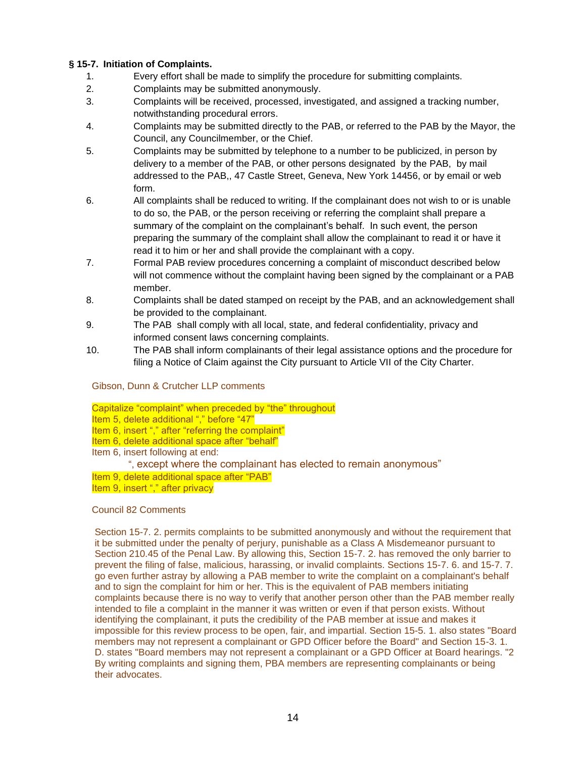**§ 15-7. Initiation of Complaints.**

1. Every effort shall be made to simplify the procedure for submitting complaints.
2. Complaints may be submitted anonymously.
3. Complaints will be received, processed, investigated, and assigned a tracking number, notwithstanding procedural errors.
4. Complaints may be submitted directly to the PAB, or referred to the PAB by the Mayor, the Council, any Councilmember, or the Chief.
5. Complaints may be submitted by telephone to a number to be publicized, in person by delivery to a member of the PAB, or other persons designated by the PAB, by mail addressed to the PAB,, 47 Castle Street, Geneva, New York 14456, or by email or web form.
6. All complaints shall be reduced to writing. If the complainant does not wish to or is unable to do so, the PAB, or the person receiving or referring the complaint shall prepare a summary of the complaint on the complainant's behalf. In such event, the person preparing the summary of the complaint shall allow the complainant to read it or have it read it to him or her and shall provide the complainant with a copy.
7. Formal PAB review procedures concerning a complaint of misconduct described below will not commence without the complaint having been signed by the complainant or a PAB member.
8. Complaints shall be dated stamped on receipt by the PAB, and an acknowledgement shall be provided to the complainant.
9. The PAB shall comply with all local, state, and federal confidentiality, privacy and informed consent laws concerning complaints.
10. The PAB shall inform complainants of their legal assistance options and the procedure for filing a Notice of Claim against the City pursuant to Article VII of the City Charter.

Gibson, Dunn & Crutcher LLP comments

Capitalize "complaint" when preceded by "the" throughout
Item 5, delete additional "," before "47"
Item 6, insert "," after "referring the complaint"
Item 6, delete additional space after "behalf"
Item 6, insert following at end:

", except where the complainant has elected to remain anonymous"

Item 9, delete additional space after "PAB"
Item 9, insert "," after privacy

Council 82 Comments

Section 15-7. 2. permits complaints to be submitted anonymously and without the requirement that it be submitted under the penalty of perjury, punishable as a Class A Misdemeanor pursuant to Section 210.45 of the Penal Law. By allowing this, Section 15-7. 2. has removed the only barrier to prevent the filing of false, malicious, harassing, or invalid complaints. Sections 15-7. 6. and 15-7. 7. go even further astray by allowing a PAB member to write the complaint on a complainant's behalf and to sign the complaint for him or her. This is the equivalent of PAB members initiating complaints because there is no way to verify that another person other than the PAB member really intended to file a complaint in the manner it was written or even if that person exists. Without identifying the complainant, it puts the credibility of the PAB member at issue and makes it impossible for this review process to be open, fair, and impartial. Section 15-5. 1. also states "Board members may not represent a complainant or GPD Officer before the Board" and Section 15-3. 1. D. states "Board members may not represent a complainant or a GPD Officer at Board hearings. "2 By writing complaints and signing them, PBA members are representing complainants or being their advocates.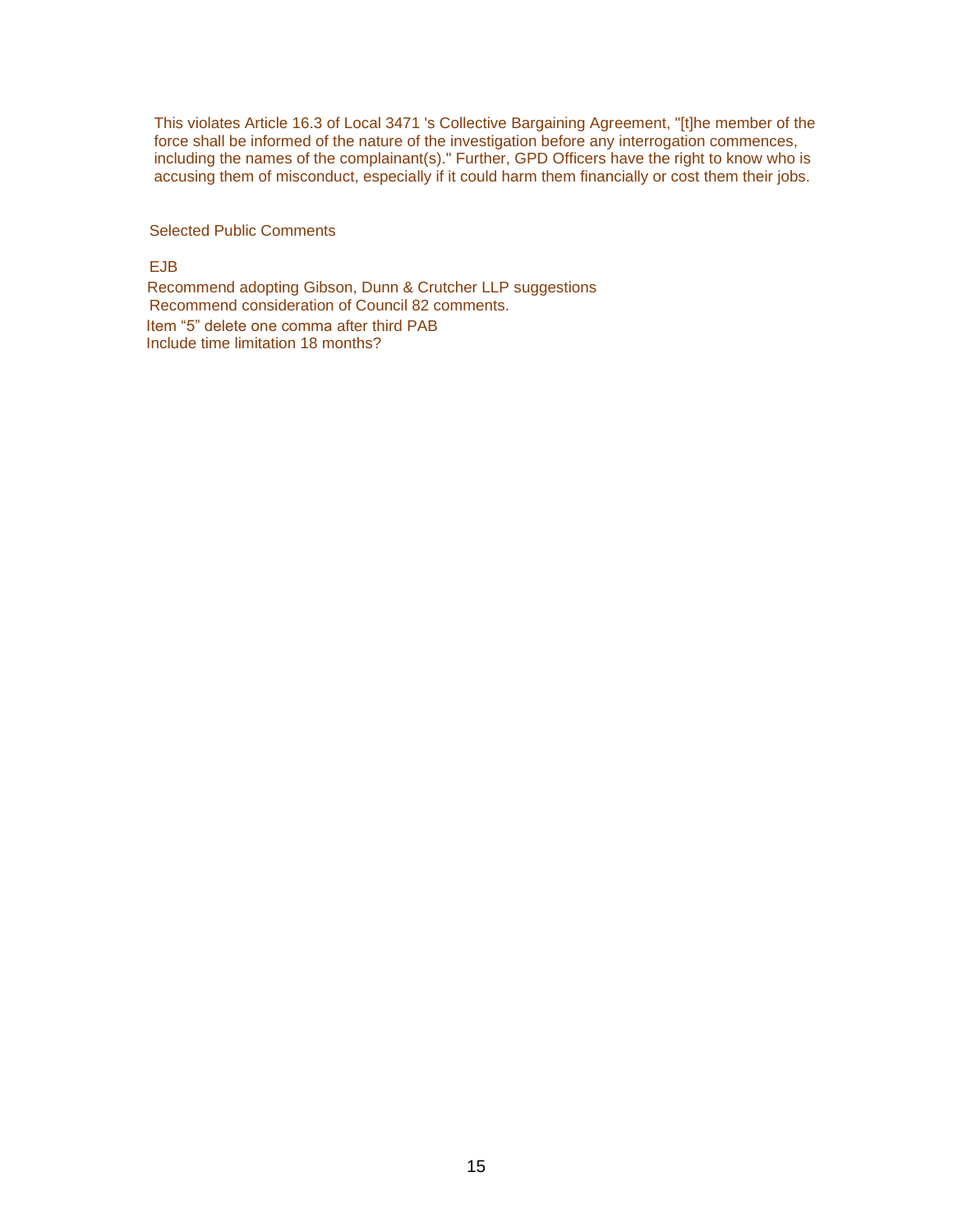This violates Article 16.3 of Local 3471 's Collective Bargaining Agreement, "[t]he member of the force shall be informed of the nature of the investigation before any interrogation commences, including the names of the complainant(s)." Further, GPD Officers have the right to know who is accusing them of misconduct, especially if it could harm them financially or cost them their jobs.

Selected Public Comments

EJB

Recommend adopting Gibson, Dunn & Crutcher LLP suggestions
Recommend consideration of Council 82 comments.
Item “5” delete one comma after third PAB
Include time limitation 18 months?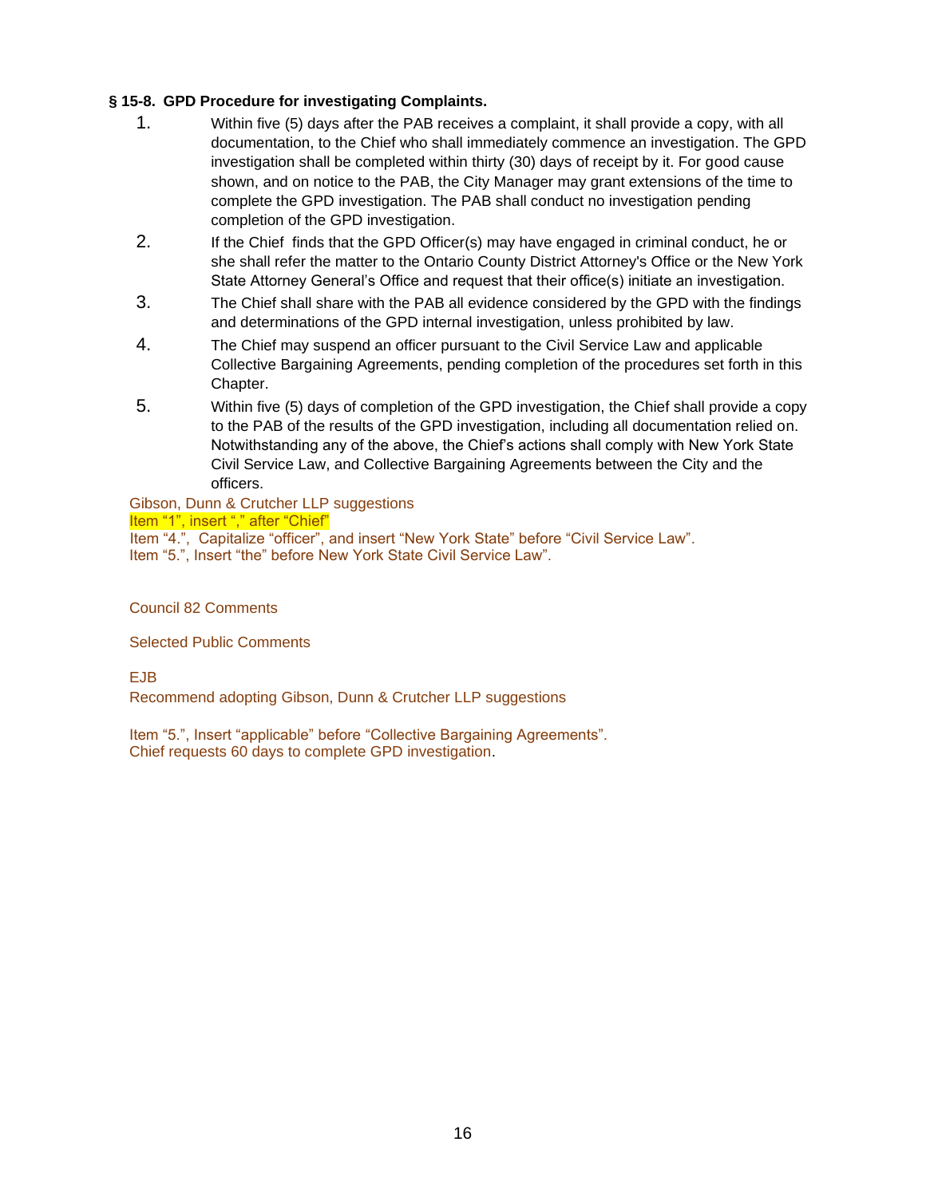**§ 15-8. GPD Procedure for investigating Complaints.**

1. Within five (5) days after the PAB receives a complaint, it shall provide a copy, with all documentation, to the Chief who shall immediately commence an investigation. The GPD investigation shall be completed within thirty (30) days of receipt by it. For good cause shown, and on notice to the PAB, the City Manager may grant extensions of the time to complete the GPD investigation. The PAB shall conduct no investigation pending completion of the GPD investigation.
2. If the Chief finds that the GPD Officer(s) may have engaged in criminal conduct, he or she shall refer the matter to the Ontario County District Attorney's Office or the New York State Attorney General's Office and request that their office(s) initiate an investigation.
3. The Chief shall share with the PAB all evidence considered by the GPD with the findings and determinations of the GPD internal investigation, unless prohibited by law.
4. The Chief may suspend an officer pursuant to the Civil Service Law and applicable Collective Bargaining Agreements, pending completion of the procedures set forth in this Chapter.
5. Within five (5) days of completion of the GPD investigation, the Chief shall provide a copy to the PAB of the results of the GPD investigation, including all documentation relied on. Notwithstanding any of the above, the Chief's actions shall comply with New York State Civil Service Law, and Collective Bargaining Agreements between the City and the officers.

Gibson, Dunn & Crutcher LLP suggestions
Item "1", insert "," after "Chief"
Item "4.", Capitalize "officer", and insert "New York State" before "Civil Service Law".
Item "5.", Insert "the" before New York State Civil Service Law".

Council 82 Comments

Selected Public Comments

EJB
Recommend adopting Gibson, Dunn & Crutcher LLP suggestions

Item "5.", Insert "applicable" before "Collective Bargaining Agreements".
Chief requests 60 days to complete GPD investigation.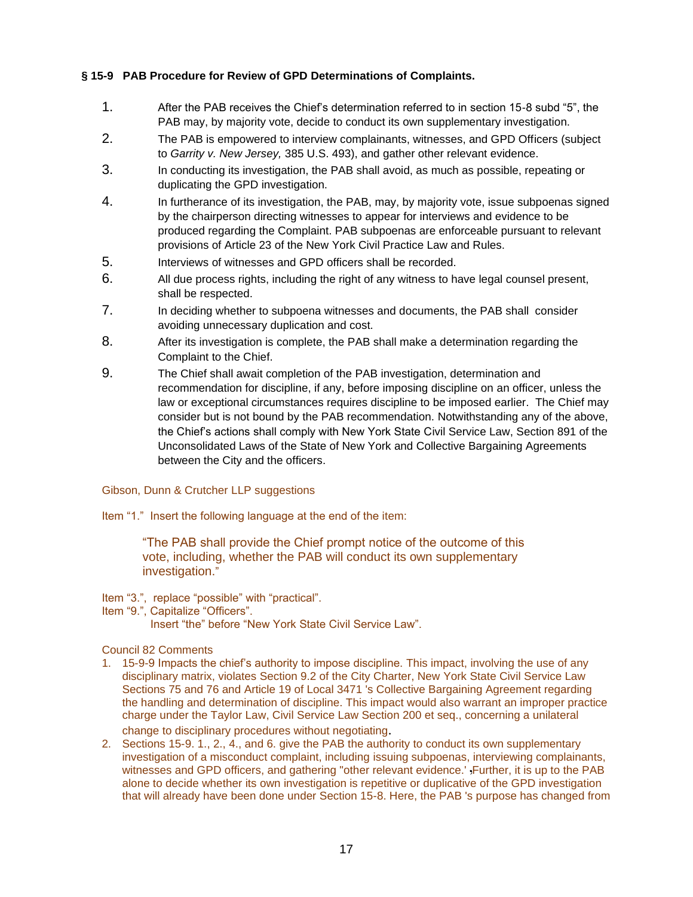**§ 15-9 PAB Procedure for Review of GPD Determinations of Complaints.**

1. After the PAB receives the Chief's determination referred to in section 15-8 subd "5", the PAB may, by majority vote, decide to conduct its own supplementary investigation.
2. The PAB is empowered to interview complainants, witnesses, and GPD Officers (subject to *Garrity v. New Jersey,* 385 U.S. 493), and gather other relevant evidence.
3. In conducting its investigation, the PAB shall avoid, as much as possible, repeating or duplicating the GPD investigation.
4. In furtherance of its investigation, the PAB, may, by majority vote, issue subpoenas signed by the chairperson directing witnesses to appear for interviews and evidence to be produced regarding the Complaint. PAB subpoenas are enforceable pursuant to relevant provisions of Article 23 of the New York Civil Practice Law and Rules.
5. Interviews of witnesses and GPD officers shall be recorded.
6. All due process rights, including the right of any witness to have legal counsel present, shall be respected.
7. In deciding whether to subpoena witnesses and documents, the PAB shall consider avoiding unnecessary duplication and cost.
8. After its investigation is complete, the PAB shall make a determination regarding the Complaint to the Chief.
9. The Chief shall await completion of the PAB investigation, determination and recommendation for discipline, if any, before imposing discipline on an officer, unless the law or exceptional circumstances requires discipline to be imposed earlier. The Chief may consider but is not bound by the PAB recommendation. Notwithstanding any of the above, the Chief's actions shall comply with New York State Civil Service Law, Section 891 of the Unconsolidated Laws of the State of New York and Collective Bargaining Agreements between the City and the officers.

Gibson, Dunn & Crutcher LLP suggestions

Item "1." Insert the following language at the end of the item:

> "The PAB shall provide the Chief prompt notice of the outcome of this vote, including, whether the PAB will conduct its own supplementary investigation."

Item "3.", replace "possible" with "practical".
Item "9.", Capitalize "Officers".
Insert "the" before "New York State Civil Service Law".

Council 82 Comments

1. 15-9-9 Impacts the chief's authority to impose discipline. This impact, involving the use of any disciplinary matrix, violates Section 9.2 of the City Charter, New York State Civil Service Law Sections 75 and 76 and Article 19 of Local 3471 's Collective Bargaining Agreement regarding the handling and determination of discipline. This impact would also warrant an improper practice charge under the Taylor Law, Civil Service Law Section 200 et seq., concerning a unilateral change to disciplinary procedures without negotiating.
2. Sections 15-9. 1., 2., 4., and 6. give the PAB the authority to conduct its own supplementary investigation of a misconduct complaint, including issuing subpoenas, interviewing complainants, witnesses and GPD officers, and gathering "other relevant evidence.' ,Further, it is up to the PAB alone to decide whether its own investigation is repetitive or duplicative of the GPD investigation that will already have been done under Section 15-8. Here, the PAB 's purpose has changed from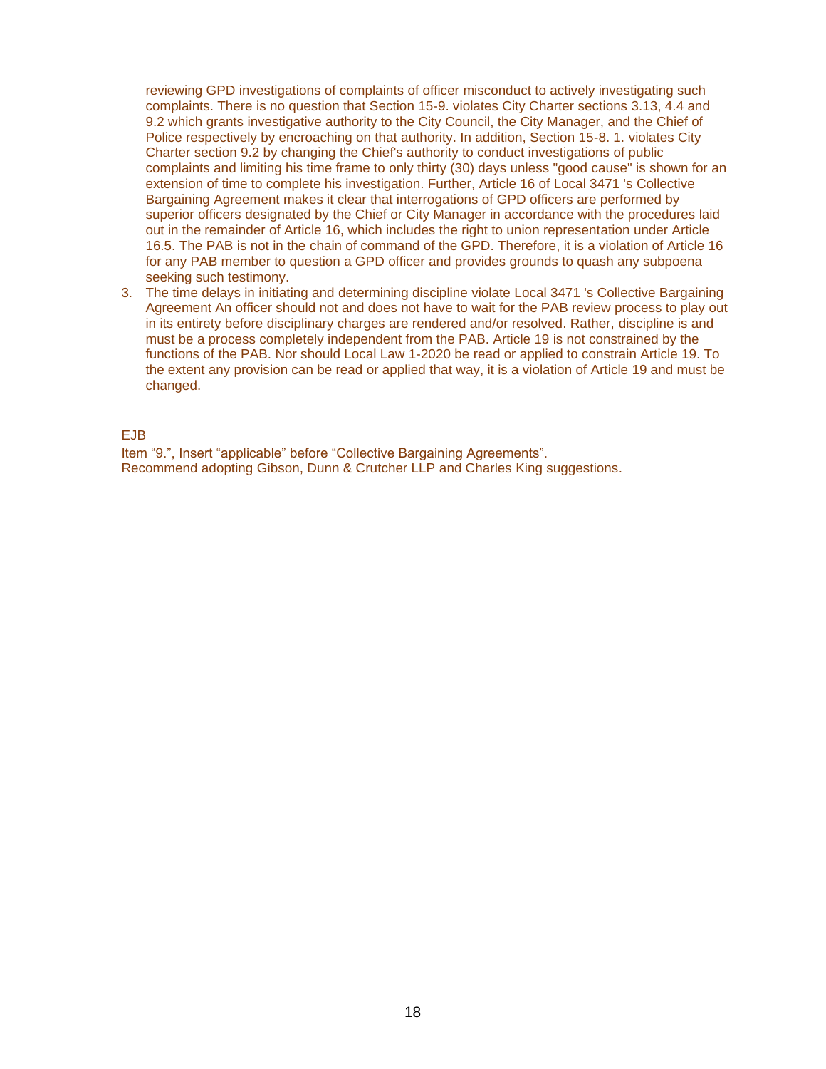reviewing GPD investigations of complaints of officer misconduct to actively investigating such complaints. There is no question that Section 15-9. violates City Charter sections 3.13, 4.4 and 9.2 which grants investigative authority to the City Council, the City Manager, and the Chief of Police respectively by encroaching on that authority. In addition, Section 15-8. 1. violates City Charter section 9.2 by changing the Chief's authority to conduct investigations of public complaints and limiting his time frame to only thirty (30) days unless "good cause" is shown for an extension of time to complete his investigation. Further, Article 16 of Local 3471 's Collective Bargaining Agreement makes it clear that interrogations of GPD officers are performed by superior officers designated by the Chief or City Manager in accordance with the procedures laid out in the remainder of Article 16, which includes the right to union representation under Article 16.5. The PAB is not in the chain of command of the GPD. Therefore, it is a violation of Article 16 for any PAB member to question a GPD officer and provides grounds to quash any subpoena seeking such testimony.

3. The time delays in initiating and determining discipline violate Local 3471 's Collective Bargaining Agreement An officer should not and does not have to wait for the PAB review process to play out in its entirety before disciplinary charges are rendered and/or resolved. Rather, discipline is and must be a process completely independent from the PAB. Article 19 is not constrained by the functions of the PAB. Nor should Local Law 1-2020 be read or applied to constrain Article 19. To the extent any provision can be read or applied that way, it is a violation of Article 19 and must be changed.

EJB

Item "9.", Insert "applicable" before "Collective Bargaining Agreements".
Recommend adopting Gibson, Dunn & Crutcher LLP and Charles King suggestions.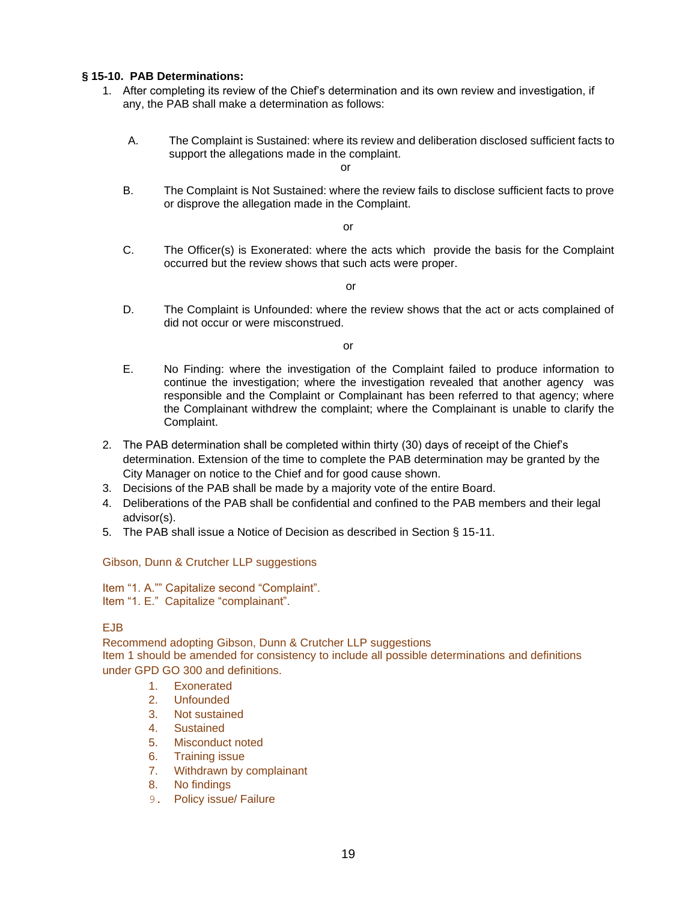**§ 15-10. PAB Determinations:**

1. After completing its review of the Chief's determination and its own review and investigation, if any, the PAB shall make a determination as follows:

   A. The Complaint is Sustained: where its review and deliberation disclosed sufficient facts to support the allegations made in the complaint.

   or

   B. The Complaint is Not Sustained: where the review fails to disclose sufficient facts to prove or disprove the allegation made in the Complaint.

   or

   C. The Officer(s) is Exonerated: where the acts which provide the basis for the Complaint occurred but the review shows that such acts were proper.

   or

   D. The Complaint is Unfounded: where the review shows that the act or acts complained of did not occur or were misconstrued.

   or

   E. No Finding: where the investigation of the Complaint failed to produce information to continue the investigation; where the investigation revealed that another agency was responsible and the Complaint or Complainant has been referred to that agency; where the Complainant withdrew the complaint; where the Complainant is unable to clarify the Complaint.

2. The PAB determination shall be completed within thirty (30) days of receipt of the Chief's determination. Extension of the time to complete the PAB determination may be granted by the City Manager on notice to the Chief and for good cause shown.
3. Decisions of the PAB shall be made by a majority vote of the entire Board.
4. Deliberations of the PAB shall be confidential and confined to the PAB members and their legal advisor(s).
5. The PAB shall issue a Notice of Decision as described in Section § 15-11.

Gibson, Dunn & Crutcher LLP suggestions

Item "1. A."" Capitalize second "Complaint".
Item "1. E." Capitalize "complainant".

EJB
Recommend adopting Gibson, Dunn & Crutcher LLP suggestions
Item 1 should be amended for consistency to include all possible determinations and definitions under GPD GO 300 and definitions.

1. Exonerated
2. Unfounded
3. Not sustained
4. Sustained
5. Misconduct noted
6. Training issue
7. Withdrawn by complainant
8. No findings
9. Policy issue/ Failure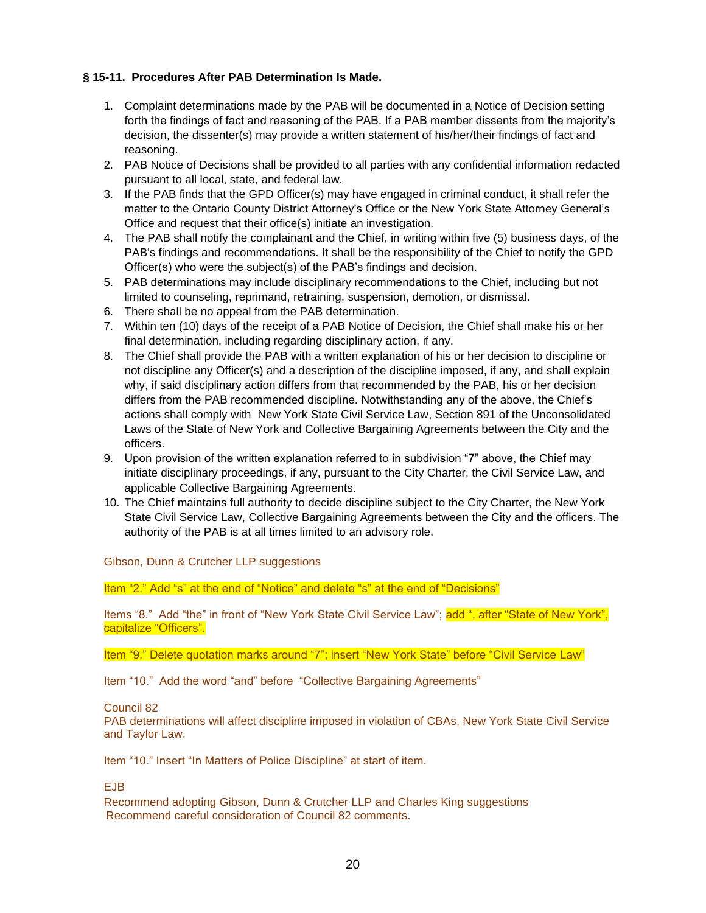**§ 15-11. Procedures After PAB Determination Is Made.**

1. Complaint determinations made by the PAB will be documented in a Notice of Decision setting forth the findings of fact and reasoning of the PAB. If a PAB member dissents from the majority's decision, the dissenter(s) may provide a written statement of his/her/their findings of fact and reasoning.
2. PAB Notice of Decisions shall be provided to all parties with any confidential information redacted pursuant to all local, state, and federal law.
3. If the PAB finds that the GPD Officer(s) may have engaged in criminal conduct, it shall refer the matter to the Ontario County District Attorney's Office or the New York State Attorney General's Office and request that their office(s) initiate an investigation.
4. The PAB shall notify the complainant and the Chief, in writing within five (5) business days, of the PAB's findings and recommendations. It shall be the responsibility of the Chief to notify the GPD Officer(s) who were the subject(s) of the PAB's findings and decision.
5. PAB determinations may include disciplinary recommendations to the Chief, including but not limited to counseling, reprimand, retraining, suspension, demotion, or dismissal.
6. There shall be no appeal from the PAB determination.
7. Within ten (10) days of the receipt of a PAB Notice of Decision, the Chief shall make his or her final determination, including regarding disciplinary action, if any.
8. The Chief shall provide the PAB with a written explanation of his or her decision to discipline or not discipline any Officer(s) and a description of the discipline imposed, if any, and shall explain why, if said disciplinary action differs from that recommended by the PAB, his or her decision differs from the PAB recommended discipline. Notwithstanding any of the above, the Chief's actions shall comply with New York State Civil Service Law, Section 891 of the Unconsolidated Laws of the State of New York and Collective Bargaining Agreements between the City and the officers.
9. Upon provision of the written explanation referred to in subdivision "7" above, the Chief may initiate disciplinary proceedings, if any, pursuant to the City Charter, the Civil Service Law, and applicable Collective Bargaining Agreements.
10. The Chief maintains full authority to decide discipline subject to the City Charter, the New York State Civil Service Law, Collective Bargaining Agreements between the City and the officers. The authority of the PAB is at all times limited to an advisory role.

Gibson, Dunn & Crutcher LLP suggestions

Item "2." Add "s" at the end of "Notice" and delete "s" at the end of "Decisions"

Items "8." Add "the" in front of "New York State Civil Service Law"; add ", after "State of New York", capitalize "Officers".

Item "9." Delete quotation marks around "7"; insert "New York State" before "Civil Service Law"

Item "10." Add the word "and" before "Collective Bargaining Agreements"

Council 82
PAB determinations will affect discipline imposed in violation of CBAs, New York State Civil Service and Taylor Law.

Item "10." Insert "In Matters of Police Discipline" at start of item.

EJB
Recommend adopting Gibson, Dunn & Crutcher LLP and Charles King suggestions
Recommend careful consideration of Council 82 comments.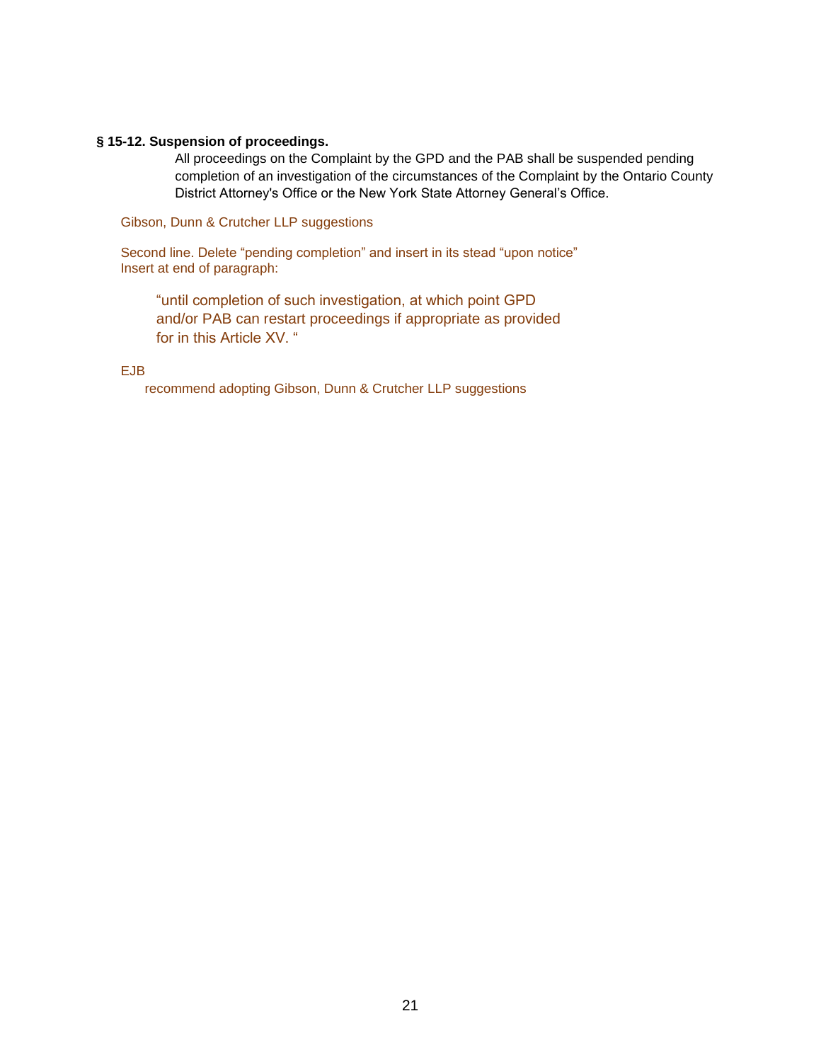**§ 15-12. Suspension of proceedings.**

All proceedings on the Complaint by the GPD and the PAB shall be suspended pending completion of an investigation of the circumstances of the Complaint by the Ontario County District Attorney's Office or the New York State Attorney General's Office.

Gibson, Dunn & Crutcher LLP suggestions

Second line. Delete “pending completion” and insert in its stead “upon notice”
Insert at end of paragraph:

> “until completion of such investigation, at which point GPD and/or PAB can restart proceedings if appropriate as provided for in this Article XV. “

EJB

recommend adopting Gibson, Dunn & Crutcher LLP suggestions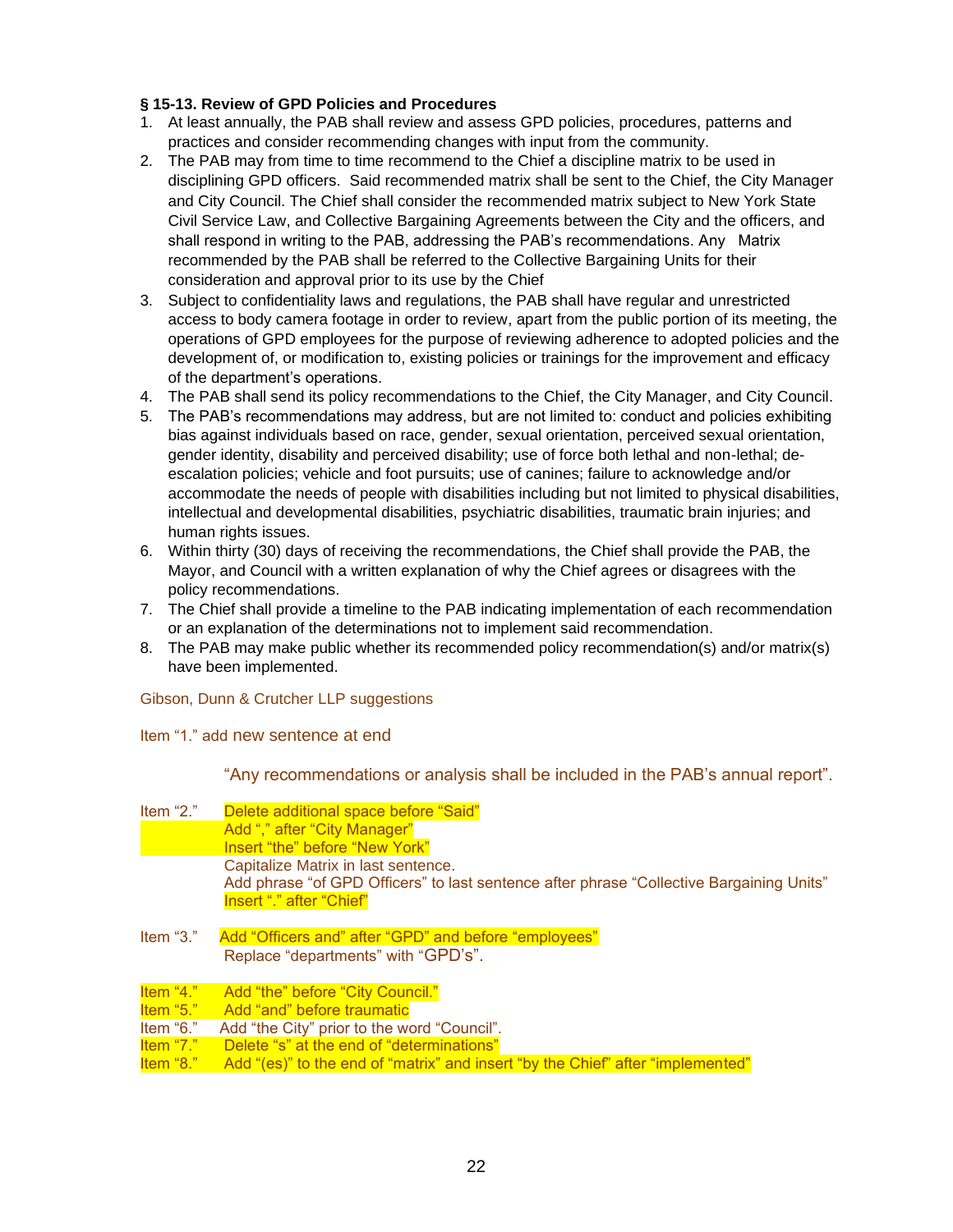**§ 15-13. Review of GPD Policies and Procedures**

1. At least annually, the PAB shall review and assess GPD policies, procedures, patterns and practices and consider recommending changes with input from the community.
2. The PAB may from time to time recommend to the Chief a discipline matrix to be used in disciplining GPD officers.  Said recommended matrix shall be sent to the Chief, the City Manager and City Council. The Chief shall consider the recommended matrix subject to New York State Civil Service Law, and Collective Bargaining Agreements between the City and the officers, and shall respond in writing to the PAB, addressing the PAB's recommendations. Any   Matrix recommended by the PAB shall be referred to the Collective Bargaining Units for their consideration and approval prior to its use by the Chief
3. Subject to confidentiality laws and regulations, the PAB shall have regular and unrestricted access to body camera footage in order to review, apart from the public portion of its meeting, the operations of GPD employees for the purpose of reviewing adherence to adopted policies and the development of, or modification to, existing policies or trainings for the improvement and efficacy of the department's operations.
4. The PAB shall send its policy recommendations to the Chief, the City Manager, and City Council.
5. The PAB's recommendations may address, but are not limited to: conduct and policies exhibiting bias against individuals based on race, gender, sexual orientation, perceived sexual orientation, gender identity, disability and perceived disability; use of force both lethal and non-lethal; de-escalation policies; vehicle and foot pursuits; use of canines; failure to acknowledge and/or accommodate the needs of people with disabilities including but not limited to physical disabilities, intellectual and developmental disabilities, psychiatric disabilities, traumatic brain injuries; and human rights issues.
6. Within thirty (30) days of receiving the recommendations, the Chief shall provide the PAB, the Mayor, and Council with a written explanation of why the Chief agrees or disagrees with the policy recommendations.
7. The Chief shall provide a timeline to the PAB indicating implementation of each recommendation or an explanation of the determinations not to implement said recommendation.
8. The PAB may make public whether its recommended policy recommendation(s) and/or matrix(s) have been implemented.

Gibson, Dunn & Crutcher LLP suggestions

Item "1." add new sentence at end

"Any recommendations or analysis shall be included in the PAB's annual report".

Item "2."
- Delete additional space before "Said"
- Add "," after "City Manager"
- Insert "the" before "New York"
- Capitalize Matrix in last sentence.
- Add phrase "of GPD Officers" to last sentence after phrase "Collective Bargaining Units"
- Insert "." after "Chief"

Item "3."
- Add "Officers and" after "GPD" and before "employees"
- Replace "departments" with "GPD's".

Item "4." Add "the" before "City Council."

Item "5." Add "and" before traumatic

Item "6." Add "the City" prior to the word "Council".

Item "7." Delete "s" at the end of "determinations"

Item "8." Add "(es)" to the end of "matrix" and insert "by the Chief" after "implemented"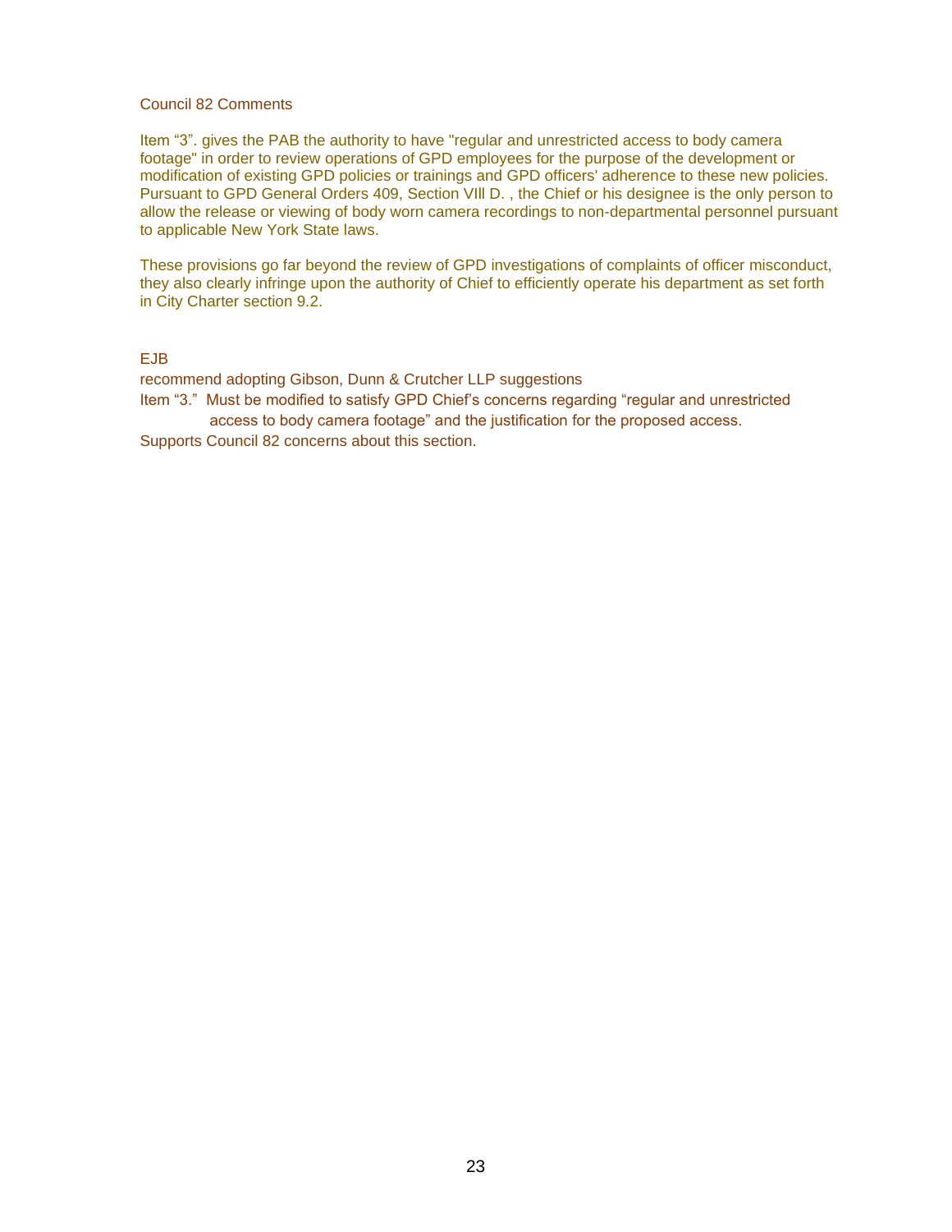Council 82 Comments

Item “3”. gives the PAB the authority to have "regular and unrestricted access to body camera footage" in order to review operations of GPD employees for the purpose of the development or modification of existing GPD policies or trainings and GPD officers' adherence to these new policies. Pursuant to GPD General Orders 409, Section VIll D. , the Chief or his designee is the only person to allow the release or viewing of body worn camera recordings to non-departmental personnel pursuant to applicable New York State laws.

These provisions go far beyond the review of GPD investigations of complaints of officer misconduct, they also clearly infringe upon the authority of Chief to efficiently operate his department as set forth in City Charter section 9.2.

EJB

recommend adopting Gibson, Dunn & Crutcher LLP suggestions

Item “3.” Must be modified to satisfy GPD Chief’s concerns regarding “regular and unrestricted access to body camera footage” and the justification for the proposed access.

Supports Council 82 concerns about this section.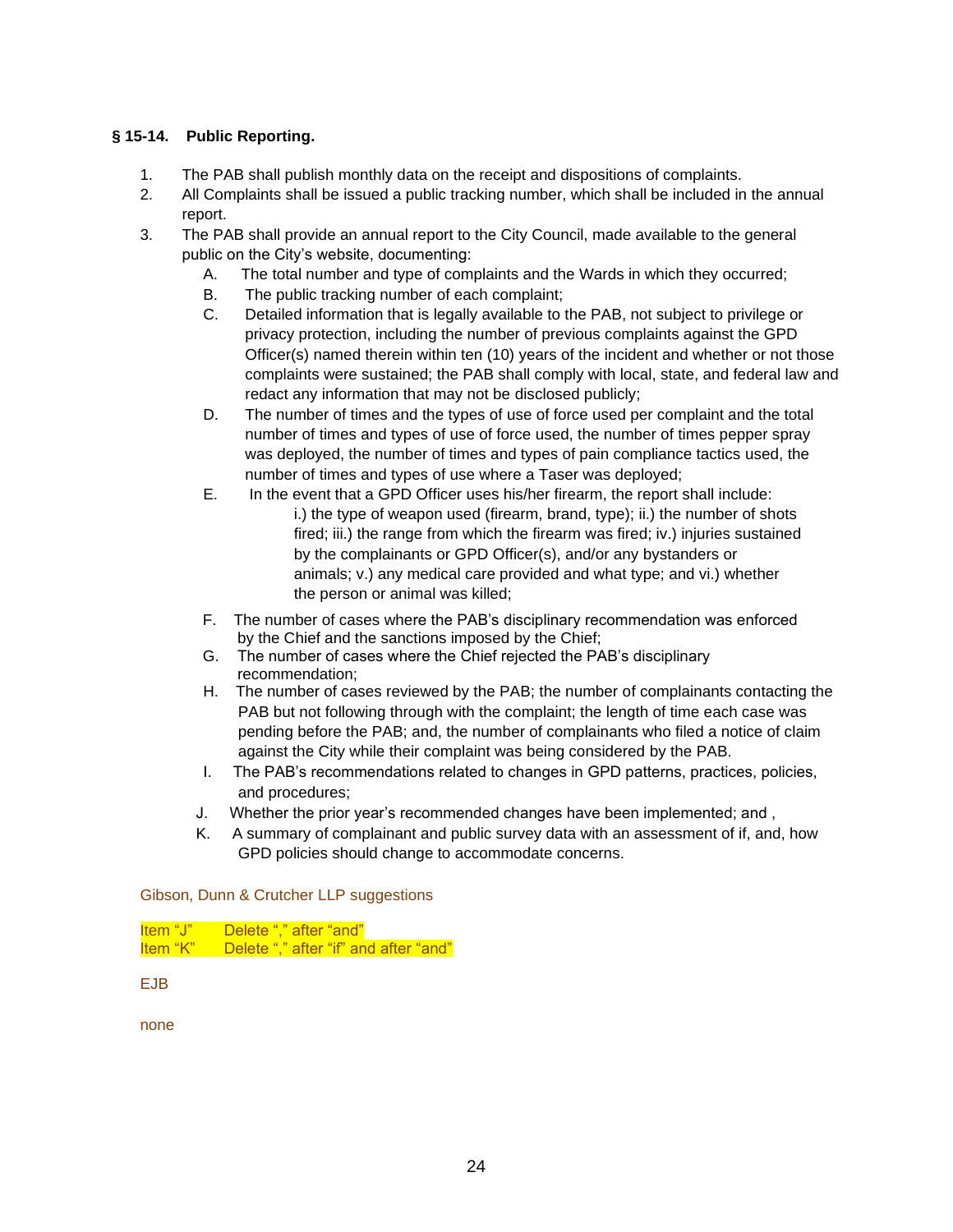**§ 15-14. Public Reporting.**

1. The PAB shall publish monthly data on the receipt and dispositions of complaints.
2. All Complaints shall be issued a public tracking number, which shall be included in the annual report.
3. The PAB shall provide an annual report to the City Council, made available to the general public on the City's website, documenting:
   - A. The total number and type of complaints and the Wards in which they occurred;
   - B. The public tracking number of each complaint;
   - C. Detailed information that is legally available to the PAB, not subject to privilege or privacy protection, including the number of previous complaints against the GPD Officer(s) named therein within ten (10) years of the incident and whether or not those complaints were sustained; the PAB shall comply with local, state, and federal law and redact any information that may not be disclosed publicly;
   - D. The number of times and the types of use of force used per complaint and the total number of times and types of use of force used, the number of times pepper spray was deployed, the number of times and types of pain compliance tactics used, the number of times and types of use where a Taser was deployed;
   - E. In the event that a GPD Officer uses his/her firearm, the report shall include: i.) the type of weapon used (firearm, brand, type); ii.) the number of shots fired; iii.) the range from which the firearm was fired; iv.) injuries sustained by the complainants or GPD Officer(s), and/or any bystanders or animals; v.) any medical care provided and what type; and vi.) whether the person or animal was killed;
   - F. The number of cases where the PAB's disciplinary recommendation was enforced by the Chief and the sanctions imposed by the Chief;
   - G. The number of cases where the Chief rejected the PAB's disciplinary recommendation;
   - H. The number of cases reviewed by the PAB; the number of complainants contacting the PAB but not following through with the complaint; the length of time each case was pending before the PAB; and, the number of complainants who filed a notice of claim against the City while their complaint was being considered by the PAB.
   - I. The PAB's recommendations related to changes in GPD patterns, practices, policies, and procedures;
   - J. Whether the prior year's recommended changes have been implemented; and ,
   - K. A summary of complainant and public survey data with an assessment of if, and, how GPD policies should change to accommodate concerns.

Gibson, Dunn & Crutcher LLP suggestions

Item "J" Delete "," after "and"
Item "K" Delete "," after "if" and after "and"

EJB

none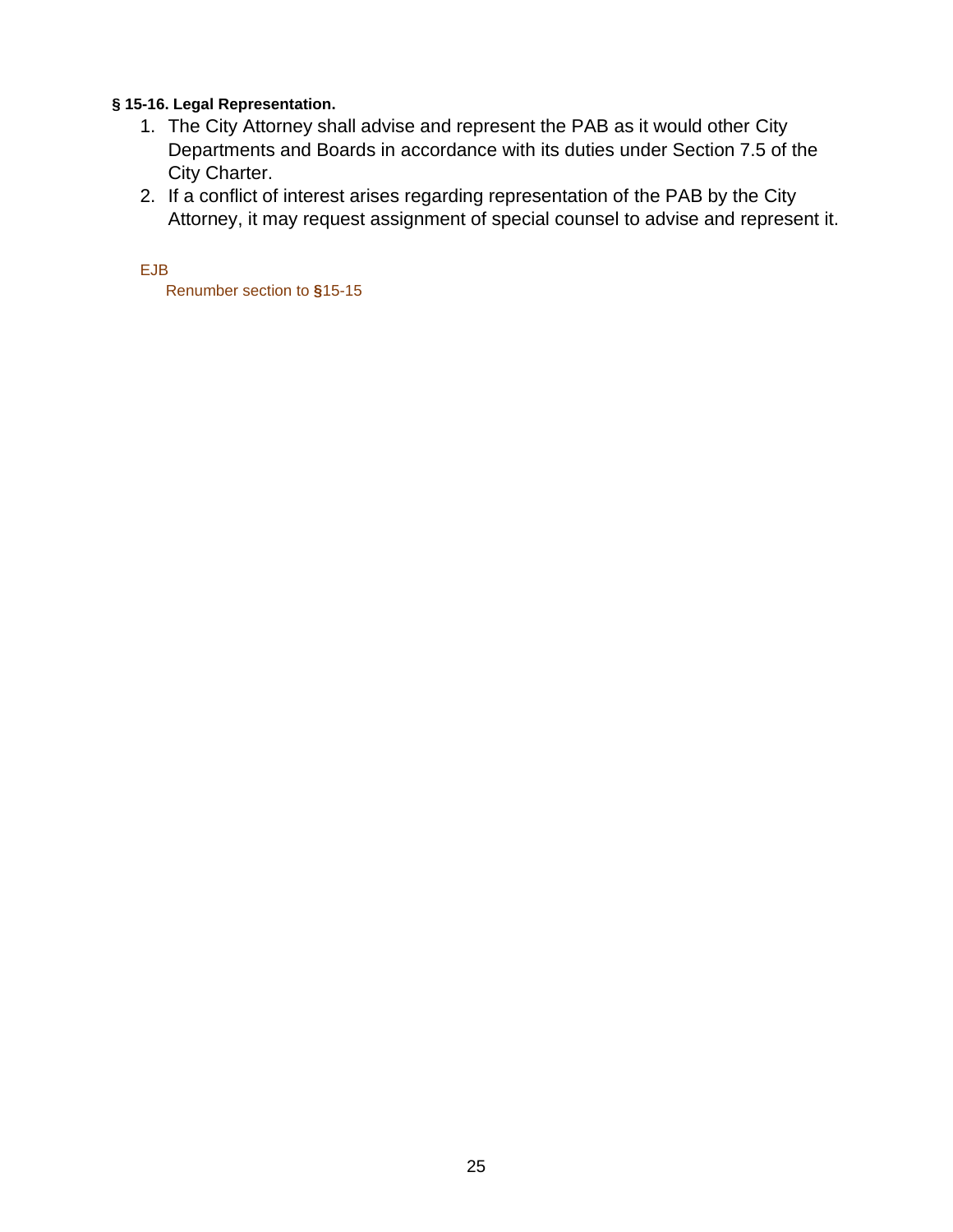**§ 15-16. Legal Representation.**

1. The City Attorney shall advise and represent the PAB as it would other City Departments and Boards in accordance with its duties under Section 7.5 of the City Charter.
2. If a conflict of interest arises regarding representation of the PAB by the City Attorney, it may request assignment of special counsel to advise and represent it.

EJB
Renumber section to §15-15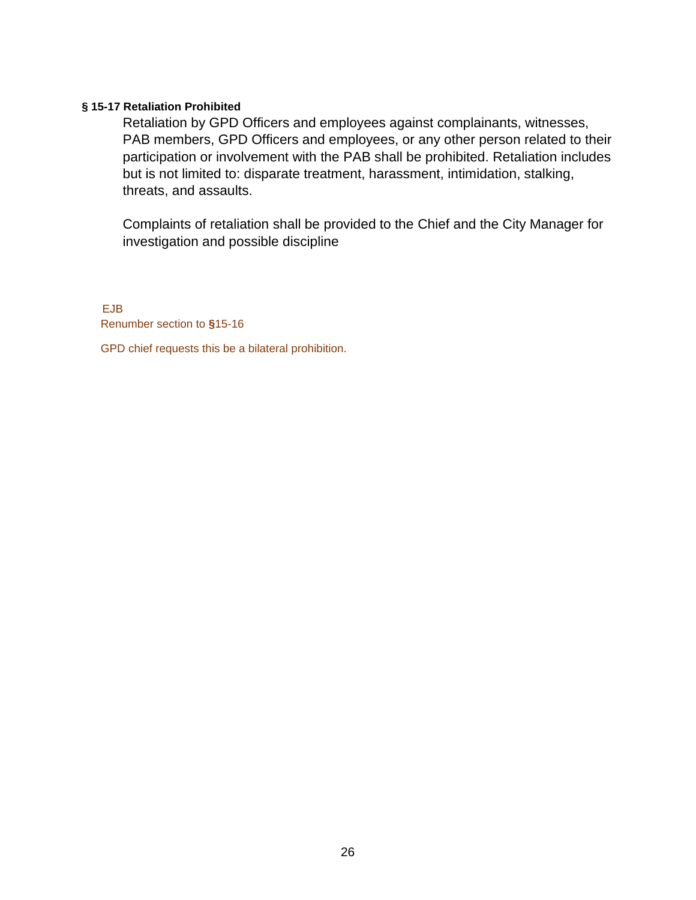**§ 15-17 Retaliation Prohibited**

Retaliation by GPD Officers and employees against complainants, witnesses, PAB members, GPD Officers and employees, or any other person related to their participation or involvement with the PAB shall be prohibited. Retaliation includes but is not limited to: disparate treatment, harassment, intimidation, stalking, threats, and assaults.

Complaints of retaliation shall be provided to the Chief and the City Manager for investigation and possible discipline

EJB
Renumber section to §15-16

GPD chief requests this be a bilateral prohibition.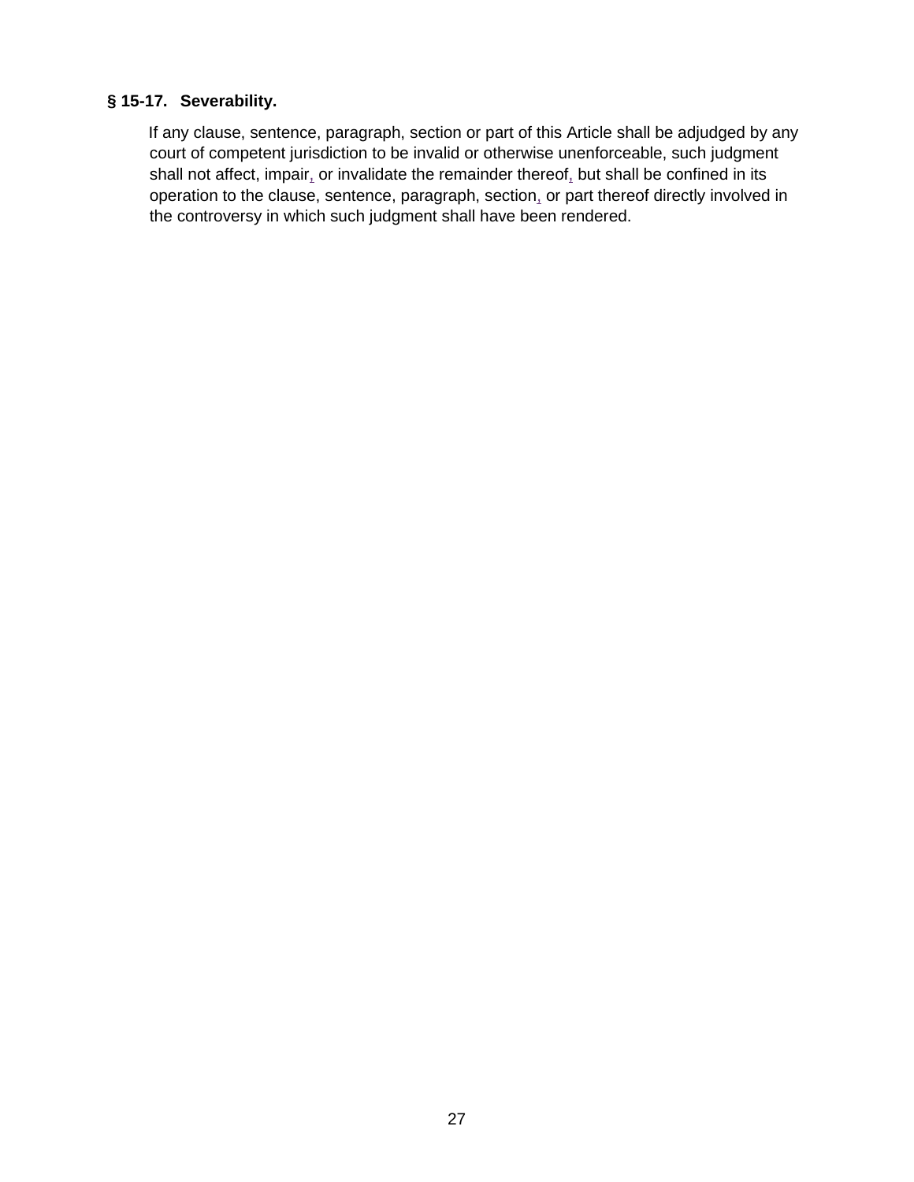**§ 15-17. Severability.**

If any clause, sentence, paragraph, section or part of this Article shall be adjudged by any court of competent jurisdiction to be invalid or otherwise unenforceable, such judgment shall not affect, impair, or invalidate the remainder thereof, but shall be confined in its operation to the clause, sentence, paragraph, section, or part thereof directly involved in the controversy in which such judgment shall have been rendered.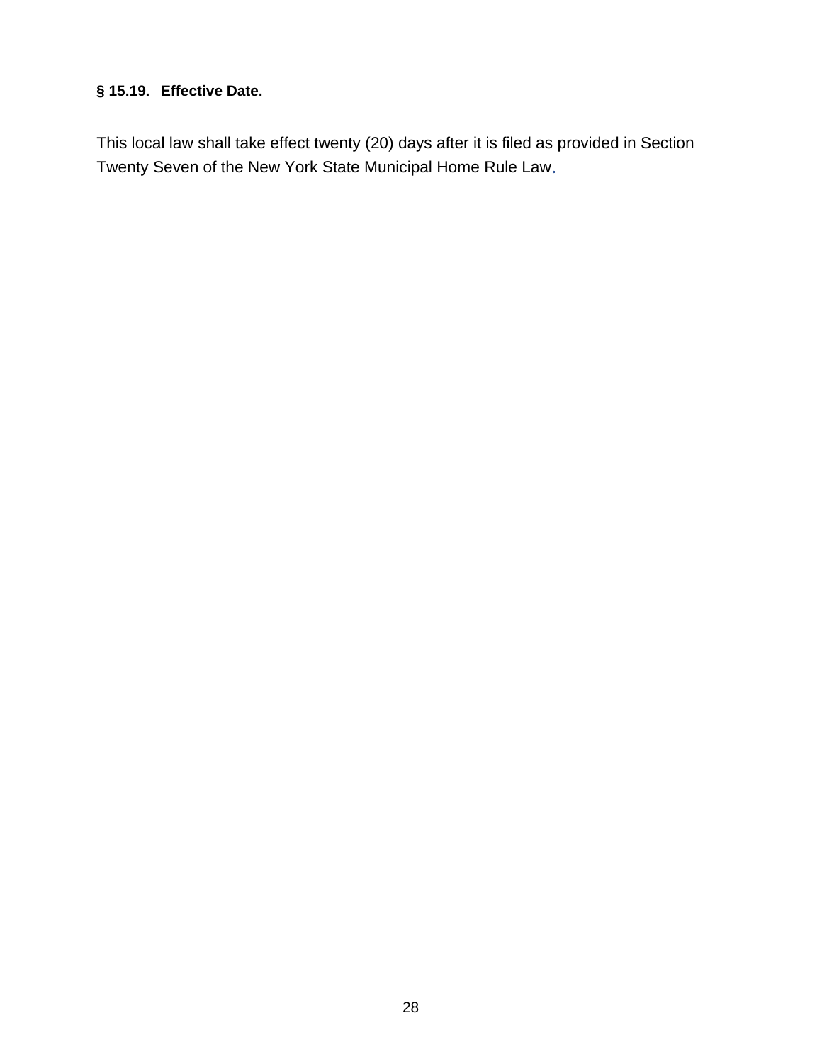**§ 15.19. Effective Date.**

This local law shall take effect twenty (20) days after it is filed as provided in Section Twenty Seven of the New York State Municipal Home Rule Law.